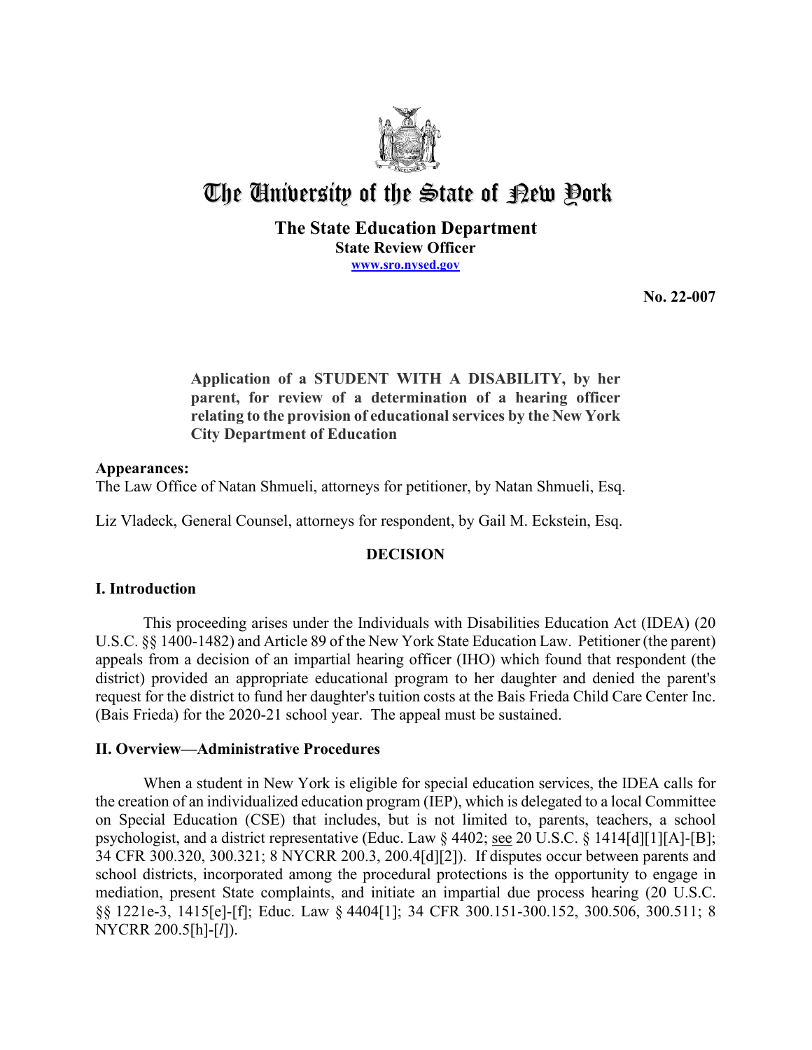# The University of the State of New York

## The State Education Department

**State Review Officer**
**www.sro.nysed.gov**

**No. 22-007**

**Application of a STUDENT WITH A DISABILITY, by her parent, for review of a determination of a hearing officer relating to the provision of educational services by the New York City Department of Education**

**Appearances:**
The Law Office of Natan Shmueli, attorneys for petitioner, by Natan Shmueli, Esq.

Liz Vladeck, General Counsel, attorneys for respondent, by Gail M. Eckstein, Esq.

## DECISION

### I. Introduction

This proceeding arises under the Individuals with Disabilities Education Act (IDEA) (20 U.S.C. §§ 1400-1482) and Article 89 of the New York State Education Law. Petitioner (the parent) appeals from a decision of an impartial hearing officer (IHO) which found that respondent (the district) provided an appropriate educational program to her daughter and denied the parent's request for the district to fund her daughter's tuition costs at the Bais Frieda Child Care Center Inc. (Bais Frieda) for the 2020-21 school year. The appeal must be sustained.

### II. Overview—Administrative Procedures

When a student in New York is eligible for special education services, the IDEA calls for the creation of an individualized education program (IEP), which is delegated to a local Committee on Special Education (CSE) that includes, but is not limited to, parents, teachers, a school psychologist, and a district representative (Educ. Law § 4402; see 20 U.S.C. § 1414[d][1][A]-[B]; 34 CFR 300.320, 300.321; 8 NYCRR 200.3, 200.4[d][2]). If disputes occur between parents and school districts, incorporated among the procedural protections is the opportunity to engage in mediation, present State complaints, and initiate an impartial due process hearing (20 U.S.C. §§ 1221e-3, 1415[e]-[f]; Educ. Law § 4404[1]; 34 CFR 300.151-300.152, 300.506, 300.511; 8 NYCRR 200.5[h]-[*l*]).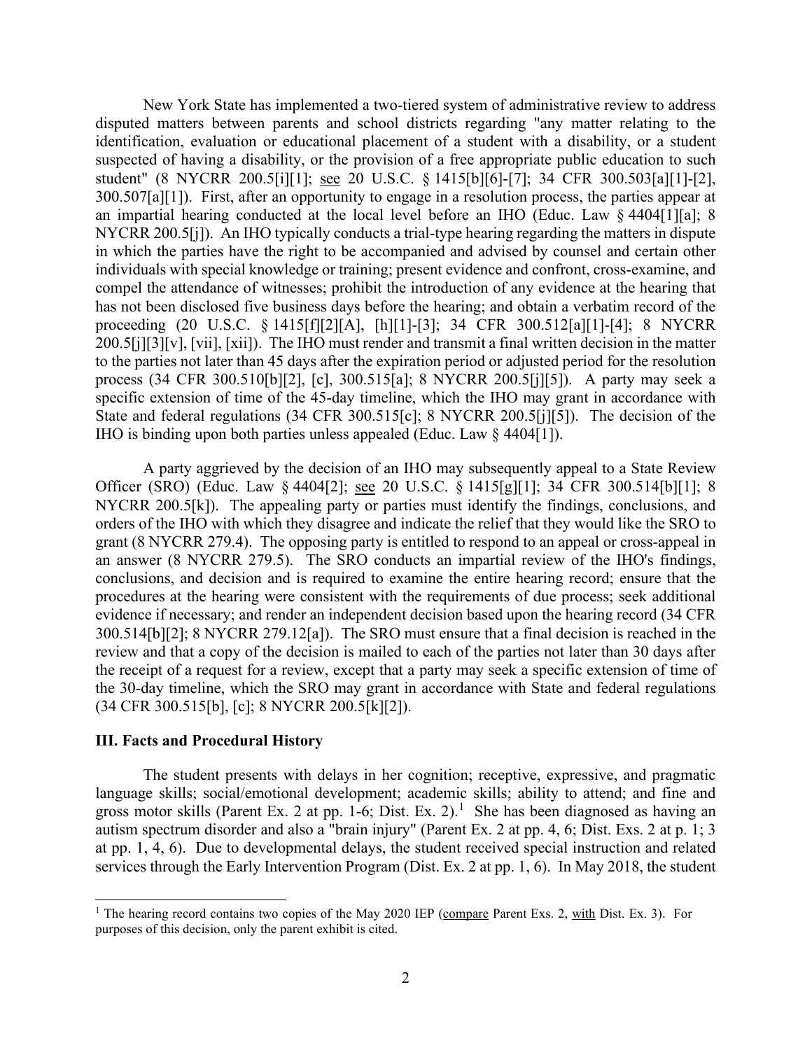New York State has implemented a two-tiered system of administrative review to address disputed matters between parents and school districts regarding "any matter relating to the identification, evaluation or educational placement of a student with a disability, or a student suspected of having a disability, or the provision of a free appropriate public education to such student" (8 NYCRR 200.5[i][1]; see 20 U.S.C. § 1415[b][6]-[7]; 34 CFR 300.503[a][1]-[2], 300.507[a][1]). First, after an opportunity to engage in a resolution process, the parties appear at an impartial hearing conducted at the local level before an IHO (Educ. Law § 4404[1][a]; 8 NYCRR 200.5[j]). An IHO typically conducts a trial-type hearing regarding the matters in dispute in which the parties have the right to be accompanied and advised by counsel and certain other individuals with special knowledge or training; present evidence and confront, cross-examine, and compel the attendance of witnesses; prohibit the introduction of any evidence at the hearing that has not been disclosed five business days before the hearing; and obtain a verbatim record of the proceeding (20 U.S.C. § 1415[f][2][A], [h][1]-[3]; 34 CFR 300.512[a][1]-[4]; 8 NYCRR 200.5[j][3][v], [vii], [xii]). The IHO must render and transmit a final written decision in the matter to the parties not later than 45 days after the expiration period or adjusted period for the resolution process (34 CFR 300.510[b][2], [c], 300.515[a]; 8 NYCRR 200.5[j][5]). A party may seek a specific extension of time of the 45-day timeline, which the IHO may grant in accordance with State and federal regulations (34 CFR 300.515[c]; 8 NYCRR 200.5[j][5]). The decision of the IHO is binding upon both parties unless appealed (Educ. Law § 4404[1]).

A party aggrieved by the decision of an IHO may subsequently appeal to a State Review Officer (SRO) (Educ. Law § 4404[2]; see 20 U.S.C. § 1415[g][1]; 34 CFR 300.514[b][1]; 8 NYCRR 200.5[k]). The appealing party or parties must identify the findings, conclusions, and orders of the IHO with which they disagree and indicate the relief that they would like the SRO to grant (8 NYCRR 279.4). The opposing party is entitled to respond to an appeal or cross-appeal in an answer (8 NYCRR 279.5). The SRO conducts an impartial review of the IHO's findings, conclusions, and decision and is required to examine the entire hearing record; ensure that the procedures at the hearing were consistent with the requirements of due process; seek additional evidence if necessary; and render an independent decision based upon the hearing record (34 CFR 300.514[b][2]; 8 NYCRR 279.12[a]). The SRO must ensure that a final decision is reached in the review and that a copy of the decision is mailed to each of the parties not later than 30 days after the receipt of a request for a review, except that a party may seek a specific extension of time of the 30-day timeline, which the SRO may grant in accordance with State and federal regulations (34 CFR 300.515[b], [c]; 8 NYCRR 200.5[k][2]).

## III. Facts and Procedural History

The student presents with delays in her cognition; receptive, expressive, and pragmatic language skills; social/emotional development; academic skills; ability to attend; and fine and gross motor skills (Parent Ex. 2 at pp. 1-6; Dist. Ex. 2).[1] She has been diagnosed as having an autism spectrum disorder and also a "brain injury" (Parent Ex. 2 at pp. 4, 6; Dist. Exs. 2 at p. 1; 3 at pp. 1, 4, 6). Due to developmental delays, the student received special instruction and related services through the Early Intervention Program (Dist. Ex. 2 at pp. 1, 6). In May 2018, the student

[1] The hearing record contains two copies of the May 2020 IEP (compare Parent Exs. 2, with Dist. Ex. 3). For purposes of this decision, only the parent exhibit is cited.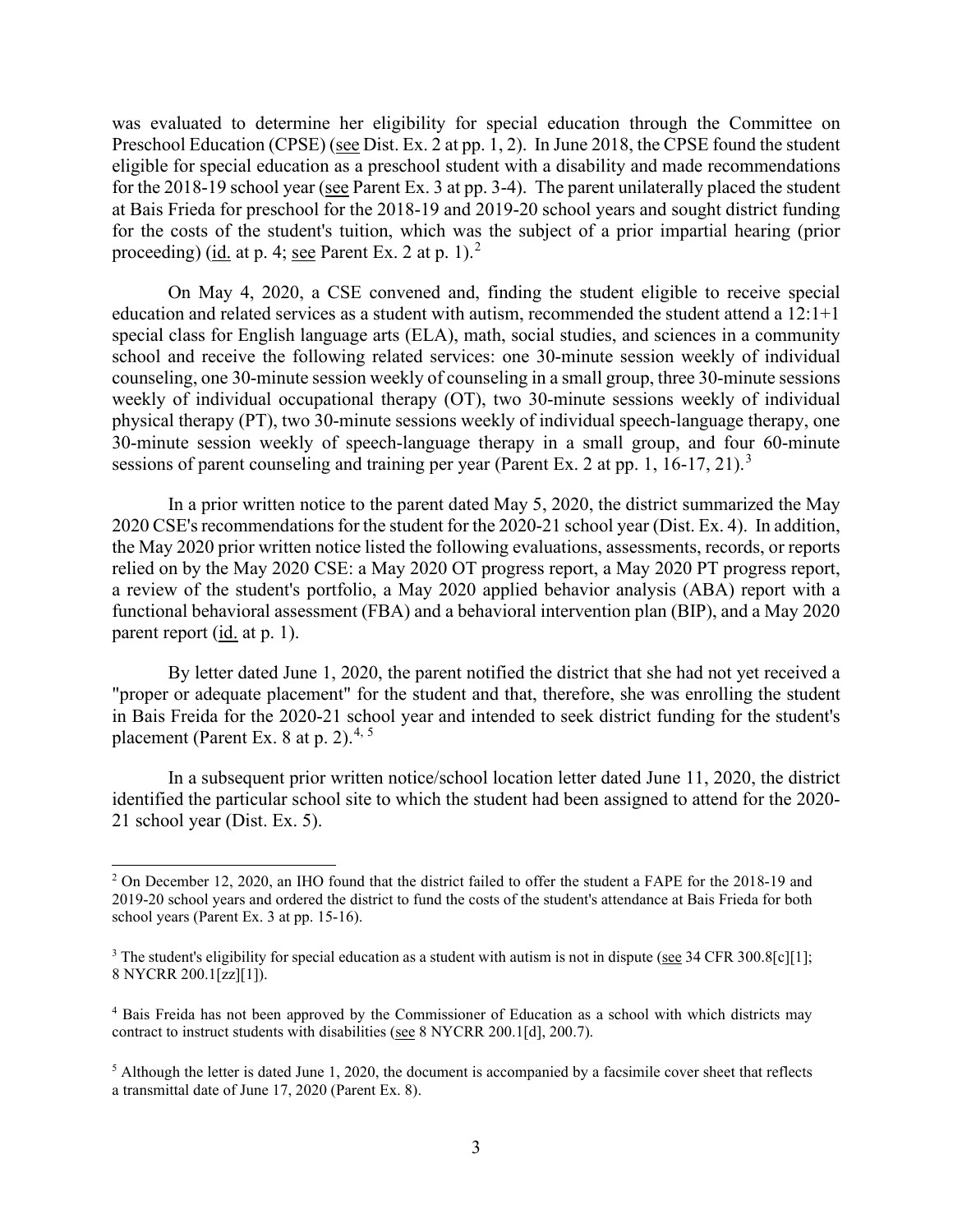was evaluated to determine her eligibility for special education through the Committee on Preschool Education (CPSE) (see Dist. Ex. 2 at pp. 1, 2). In June 2018, the CPSE found the student eligible for special education as a preschool student with a disability and made recommendations for the 2018-19 school year (see Parent Ex. 3 at pp. 3-4). The parent unilaterally placed the student at Bais Frieda for preschool for the 2018-19 and 2019-20 school years and sought district funding for the costs of the student's tuition, which was the subject of a prior impartial hearing (prior proceeding) (id. at p. 4; see Parent Ex. 2 at p. 1).[2]

On May 4, 2020, a CSE convened and, finding the student eligible to receive special education and related services as a student with autism, recommended the student attend a 12:1+1 special class for English language arts (ELA), math, social studies, and sciences in a community school and receive the following related services: one 30-minute session weekly of individual counseling, one 30-minute session weekly of counseling in a small group, three 30-minute sessions weekly of individual occupational therapy (OT), two 30-minute sessions weekly of individual physical therapy (PT), two 30-minute sessions weekly of individual speech-language therapy, one 30-minute session weekly of speech-language therapy in a small group, and four 60-minute sessions of parent counseling and training per year (Parent Ex. 2 at pp. 1, 16-17, 21).[3]

In a prior written notice to the parent dated May 5, 2020, the district summarized the May 2020 CSE's recommendations for the student for the 2020-21 school year (Dist. Ex. 4). In addition, the May 2020 prior written notice listed the following evaluations, assessments, records, or reports relied on by the May 2020 CSE: a May 2020 OT progress report, a May 2020 PT progress report, a review of the student's portfolio, a May 2020 applied behavior analysis (ABA) report with a functional behavioral assessment (FBA) and a behavioral intervention plan (BIP), and a May 2020 parent report (id. at p. 1).

By letter dated June 1, 2020, the parent notified the district that she had not yet received a "proper or adequate placement" for the student and that, therefore, she was enrolling the student in Bais Freida for the 2020-21 school year and intended to seek district funding for the student's placement (Parent Ex. 8 at p. 2).[4, 5]

In a subsequent prior written notice/school location letter dated June 11, 2020, the district identified the particular school site to which the student had been assigned to attend for the 2020-21 school year (Dist. Ex. 5).

---

[2] On December 12, 2020, an IHO found that the district failed to offer the student a FAPE for the 2018-19 and 2019-20 school years and ordered the district to fund the costs of the student's attendance at Bais Frieda for both school years (Parent Ex. 3 at pp. 15-16).

[3] The student's eligibility for special education as a student with autism is not in dispute (see 34 CFR 300.8[c][1]; 8 NYCRR 200.1[zz][1]).

[4] Bais Freida has not been approved by the Commissioner of Education as a school with which districts may contract to instruct students with disabilities (see 8 NYCRR 200.1[d], 200.7).

[5] Although the letter is dated June 1, 2020, the document is accompanied by a facsimile cover sheet that reflects a transmittal date of June 17, 2020 (Parent Ex. 8).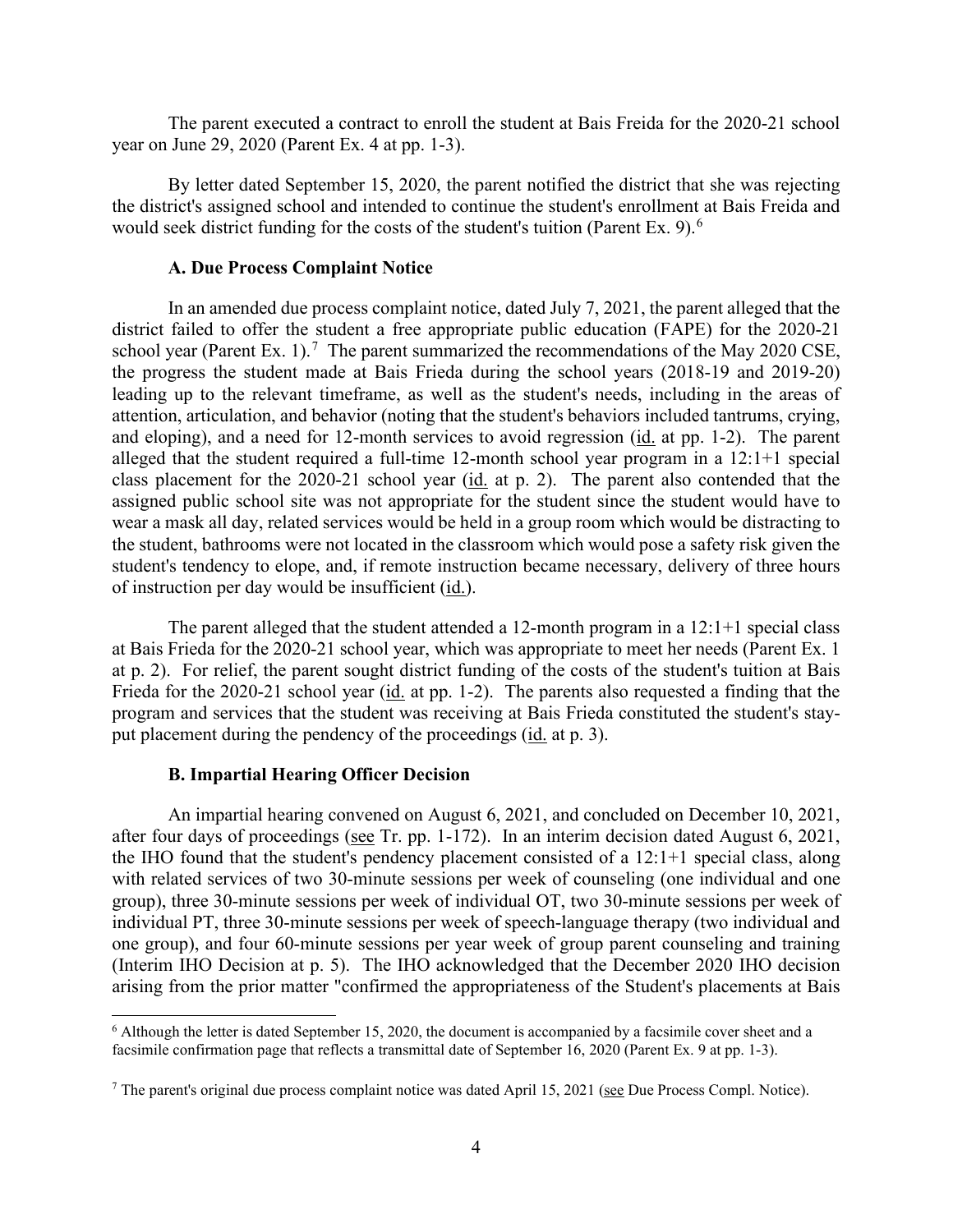The parent executed a contract to enroll the student at Bais Freida for the 2020-21 school year on June 29, 2020 (Parent Ex. 4 at pp. 1-3).

By letter dated September 15, 2020, the parent notified the district that she was rejecting the district's assigned school and intended to continue the student's enrollment at Bais Freida and would seek district funding for the costs of the student's tuition (Parent Ex. 9).[6]

### A. Due Process Complaint Notice

In an amended due process complaint notice, dated July 7, 2021, the parent alleged that the district failed to offer the student a free appropriate public education (FAPE) for the 2020-21 school year (Parent Ex. 1).[7] The parent summarized the recommendations of the May 2020 CSE, the progress the student made at Bais Frieda during the school years (2018-19 and 2019-20) leading up to the relevant timeframe, as well as the student's needs, including in the areas of attention, articulation, and behavior (noting that the student's behaviors included tantrums, crying, and eloping), and a need for 12-month services to avoid regression (id. at pp. 1-2). The parent alleged that the student required a full-time 12-month school year program in a 12:1+1 special class placement for the 2020-21 school year (id. at p. 2). The parent also contended that the assigned public school site was not appropriate for the student since the student would have to wear a mask all day, related services would be held in a group room which would be distracting to the student, bathrooms were not located in the classroom which would pose a safety risk given the student's tendency to elope, and, if remote instruction became necessary, delivery of three hours of instruction per day would be insufficient (id.).

The parent alleged that the student attended a 12-month program in a 12:1+1 special class at Bais Frieda for the 2020-21 school year, which was appropriate to meet her needs (Parent Ex. 1 at p. 2). For relief, the parent sought district funding of the costs of the student's tuition at Bais Frieda for the 2020-21 school year (id. at pp. 1-2). The parents also requested a finding that the program and services that the student was receiving at Bais Frieda constituted the student's stay-put placement during the pendency of the proceedings (id. at p. 3).

### B. Impartial Hearing Officer Decision

An impartial hearing convened on August 6, 2021, and concluded on December 10, 2021, after four days of proceedings (see Tr. pp. 1-172). In an interim decision dated August 6, 2021, the IHO found that the student's pendency placement consisted of a 12:1+1 special class, along with related services of two 30-minute sessions per week of counseling (one individual and one group), three 30-minute sessions per week of individual OT, two 30-minute sessions per week of individual PT, three 30-minute sessions per week of speech-language therapy (two individual and one group), and four 60-minute sessions per year week of group parent counseling and training (Interim IHO Decision at p. 5). The IHO acknowledged that the December 2020 IHO decision arising from the prior matter "confirmed the appropriateness of the Student's placements at Bais

[6] Although the letter is dated September 15, 2020, the document is accompanied by a facsimile cover sheet and a facsimile confirmation page that reflects a transmittal date of September 16, 2020 (Parent Ex. 9 at pp. 1-3).

[7] The parent's original due process complaint notice was dated April 15, 2021 (see Due Process Compl. Notice).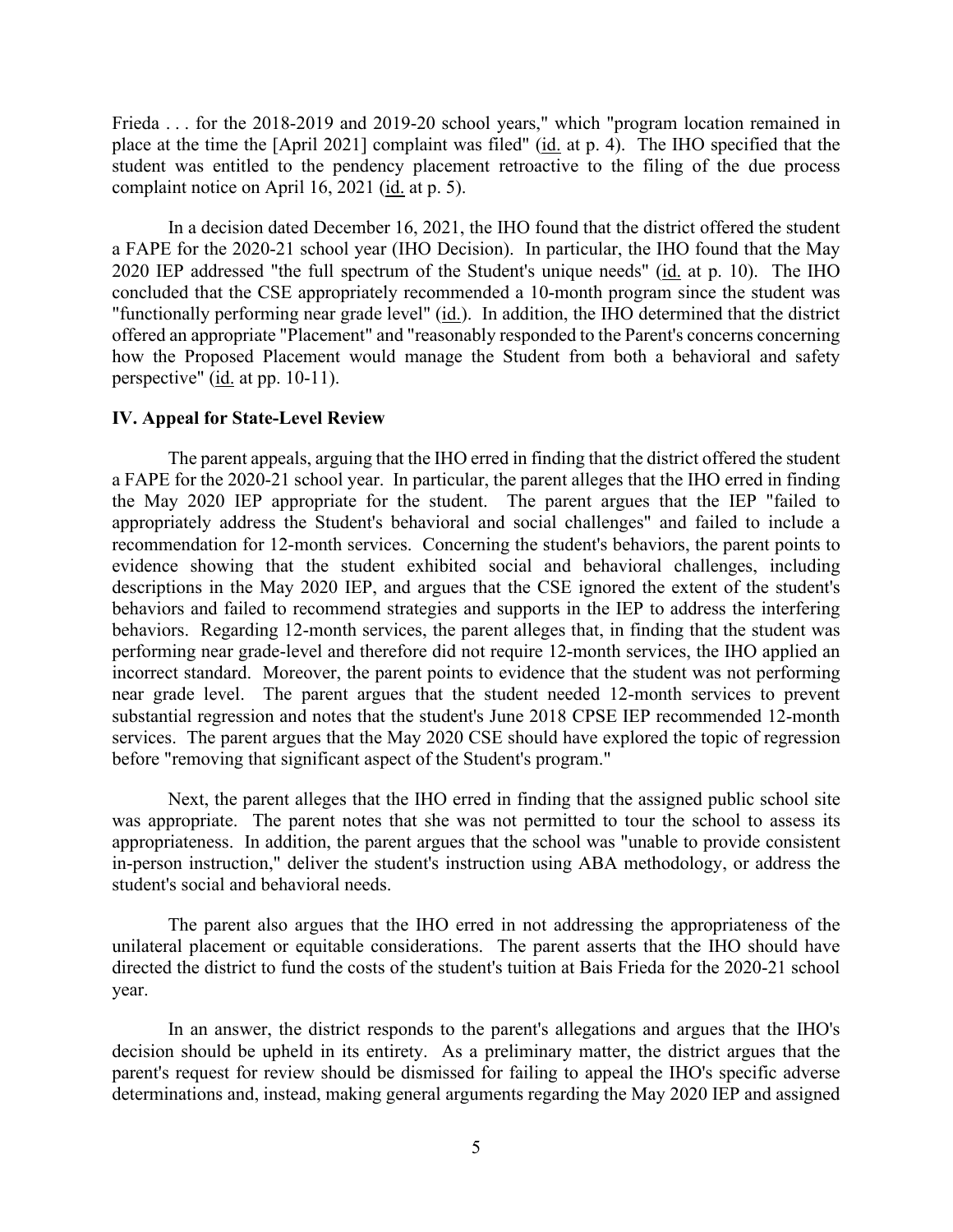Frieda . . . for the 2018-2019 and 2019-20 school years," which "program location remained in place at the time the [April 2021] complaint was filed" (id. at p. 4). The IHO specified that the student was entitled to the pendency placement retroactive to the filing of the due process complaint notice on April 16, 2021 (id. at p. 5).

In a decision dated December 16, 2021, the IHO found that the district offered the student a FAPE for the 2020-21 school year (IHO Decision). In particular, the IHO found that the May 2020 IEP addressed "the full spectrum of the Student's unique needs" (id. at p. 10). The IHO concluded that the CSE appropriately recommended a 10-month program since the student was "functionally performing near grade level" (id.). In addition, the IHO determined that the district offered an appropriate "Placement" and "reasonably responded to the Parent's concerns concerning how the Proposed Placement would manage the Student from both a behavioral and safety perspective" (id. at pp. 10-11).

## IV. Appeal for State-Level Review

The parent appeals, arguing that the IHO erred in finding that the district offered the student a FAPE for the 2020-21 school year. In particular, the parent alleges that the IHO erred in finding the May 2020 IEP appropriate for the student. The parent argues that the IEP "failed to appropriately address the Student's behavioral and social challenges" and failed to include a recommendation for 12-month services. Concerning the student's behaviors, the parent points to evidence showing that the student exhibited social and behavioral challenges, including descriptions in the May 2020 IEP, and argues that the CSE ignored the extent of the student's behaviors and failed to recommend strategies and supports in the IEP to address the interfering behaviors. Regarding 12-month services, the parent alleges that, in finding that the student was performing near grade-level and therefore did not require 12-month services, the IHO applied an incorrect standard. Moreover, the parent points to evidence that the student was not performing near grade level. The parent argues that the student needed 12-month services to prevent substantial regression and notes that the student's June 2018 CPSE IEP recommended 12-month services. The parent argues that the May 2020 CSE should have explored the topic of regression before "removing that significant aspect of the Student's program."

Next, the parent alleges that the IHO erred in finding that the assigned public school site was appropriate. The parent notes that she was not permitted to tour the school to assess its appropriateness. In addition, the parent argues that the school was "unable to provide consistent in-person instruction," deliver the student's instruction using ABA methodology, or address the student's social and behavioral needs.

The parent also argues that the IHO erred in not addressing the appropriateness of the unilateral placement or equitable considerations. The parent asserts that the IHO should have directed the district to fund the costs of the student's tuition at Bais Frieda for the 2020-21 school year.

In an answer, the district responds to the parent's allegations and argues that the IHO's decision should be upheld in its entirety. As a preliminary matter, the district argues that the parent's request for review should be dismissed for failing to appeal the IHO's specific adverse determinations and, instead, making general arguments regarding the May 2020 IEP and assigned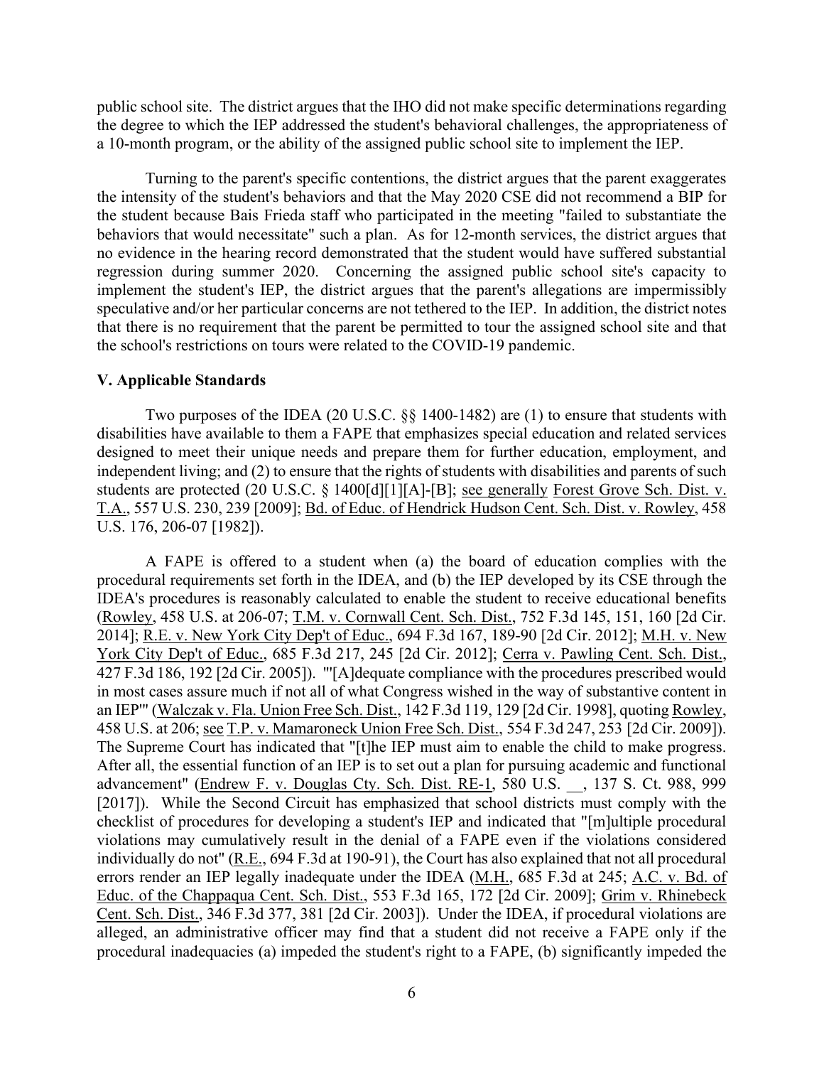public school site. The district argues that the IHO did not make specific determinations regarding the degree to which the IEP addressed the student's behavioral challenges, the appropriateness of a 10-month program, or the ability of the assigned public school site to implement the IEP.

Turning to the parent's specific contentions, the district argues that the parent exaggerates the intensity of the student's behaviors and that the May 2020 CSE did not recommend a BIP for the student because Bais Frieda staff who participated in the meeting "failed to substantiate the behaviors that would necessitate" such a plan. As for 12-month services, the district argues that no evidence in the hearing record demonstrated that the student would have suffered substantial regression during summer 2020. Concerning the assigned public school site's capacity to implement the student's IEP, the district argues that the parent's allegations are impermissibly speculative and/or her particular concerns are not tethered to the IEP. In addition, the district notes that there is no requirement that the parent be permitted to tour the assigned school site and that the school's restrictions on tours were related to the COVID-19 pandemic.

## V. Applicable Standards

Two purposes of the IDEA (20 U.S.C. §§ 1400-1482) are (1) to ensure that students with disabilities have available to them a FAPE that emphasizes special education and related services designed to meet their unique needs and prepare them for further education, employment, and independent living; and (2) to ensure that the rights of students with disabilities and parents of such students are protected (20 U.S.C. § 1400[d][1][A]-[B]; see generally Forest Grove Sch. Dist. v. T.A., 557 U.S. 230, 239 [2009]; Bd. of Educ. of Hendrick Hudson Cent. Sch. Dist. v. Rowley, 458 U.S. 176, 206-07 [1982]).

A FAPE is offered to a student when (a) the board of education complies with the procedural requirements set forth in the IDEA, and (b) the IEP developed by its CSE through the IDEA's procedures is reasonably calculated to enable the student to receive educational benefits (Rowley, 458 U.S. at 206-07; T.M. v. Cornwall Cent. Sch. Dist., 752 F.3d 145, 151, 160 [2d Cir. 2014]; R.E. v. New York City Dep't of Educ., 694 F.3d 167, 189-90 [2d Cir. 2012]; M.H. v. New York City Dep't of Educ., 685 F.3d 217, 245 [2d Cir. 2012]; Cerra v. Pawling Cent. Sch. Dist., 427 F.3d 186, 192 [2d Cir. 2005]). "'[A]dequate compliance with the procedures prescribed would in most cases assure much if not all of what Congress wished in the way of substantive content in an IEP'" (Walczak v. Fla. Union Free Sch. Dist., 142 F.3d 119, 129 [2d Cir. 1998], quoting Rowley, 458 U.S. at 206; see T.P. v. Mamaroneck Union Free Sch. Dist., 554 F.3d 247, 253 [2d Cir. 2009]). The Supreme Court has indicated that "[t]he IEP must aim to enable the child to make progress. After all, the essential function of an IEP is to set out a plan for pursuing academic and functional advancement" (Endrew F. v. Douglas Cty. Sch. Dist. RE-1, 580 U.S. \_\_, 137 S. Ct. 988, 999 [2017]). While the Second Circuit has emphasized that school districts must comply with the checklist of procedures for developing a student's IEP and indicated that "[m]ultiple procedural violations may cumulatively result in the denial of a FAPE even if the violations considered individually do not" (R.E., 694 F.3d at 190-91), the Court has also explained that not all procedural errors render an IEP legally inadequate under the IDEA (M.H., 685 F.3d at 245; A.C. v. Bd. of Educ. of the Chappaqua Cent. Sch. Dist., 553 F.3d 165, 172 [2d Cir. 2009]; Grim v. Rhinebeck Cent. Sch. Dist., 346 F.3d 377, 381 [2d Cir. 2003]). Under the IDEA, if procedural violations are alleged, an administrative officer may find that a student did not receive a FAPE only if the procedural inadequacies (a) impeded the student's right to a FAPE, (b) significantly impeded the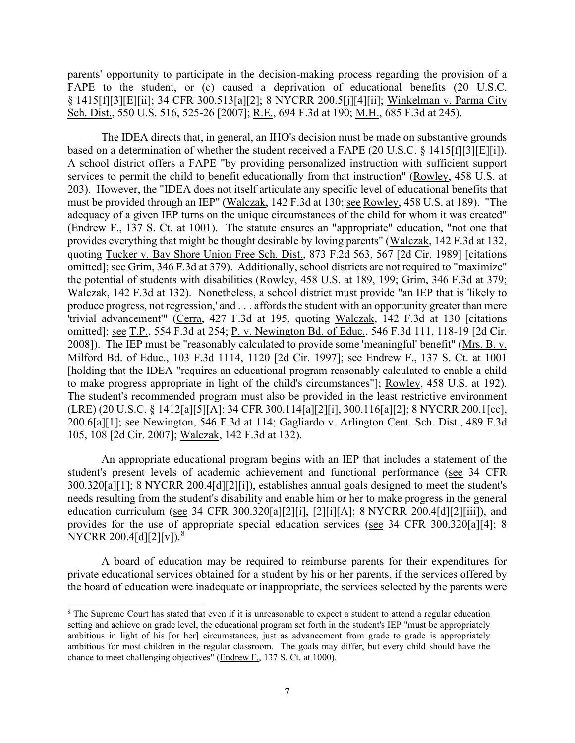parents' opportunity to participate in the decision-making process regarding the provision of a FAPE to the student, or (c) caused a deprivation of educational benefits (20 U.S.C. § 1415[f][3][E][ii]; 34 CFR 300.513[a][2]; 8 NYCRR 200.5[j][4][ii]; Winkelman v. Parma City Sch. Dist., 550 U.S. 516, 525-26 [2007]; R.E., 694 F.3d at 190; M.H., 685 F.3d at 245).

The IDEA directs that, in general, an IHO's decision must be made on substantive grounds based on a determination of whether the student received a FAPE (20 U.S.C. § 1415[f][3][E][i]). A school district offers a FAPE "by providing personalized instruction with sufficient support services to permit the child to benefit educationally from that instruction" (Rowley, 458 U.S. at 203). However, the "IDEA does not itself articulate any specific level of educational benefits that must be provided through an IEP" (Walczak, 142 F.3d at 130; see Rowley, 458 U.S. at 189). "The adequacy of a given IEP turns on the unique circumstances of the child for whom it was created" (Endrew F., 137 S. Ct. at 1001). The statute ensures an "appropriate" education, "not one that provides everything that might be thought desirable by loving parents" (Walczak, 142 F.3d at 132, quoting Tucker v. Bay Shore Union Free Sch. Dist., 873 F.2d 563, 567 [2d Cir. 1989] [citations omitted]; see Grim, 346 F.3d at 379). Additionally, school districts are not required to "maximize" the potential of students with disabilities (Rowley, 458 U.S. at 189, 199; Grim, 346 F.3d at 379; Walczak, 142 F.3d at 132). Nonetheless, a school district must provide "an IEP that is 'likely to produce progress, not regression,' and . . . affords the student with an opportunity greater than mere 'trivial advancement'" (Cerra, 427 F.3d at 195, quoting Walczak, 142 F.3d at 130 [citations omitted]; see T.P., 554 F.3d at 254; P. v. Newington Bd. of Educ., 546 F.3d 111, 118-19 [2d Cir. 2008]). The IEP must be "reasonably calculated to provide some 'meaningful' benefit" (Mrs. B. v. Milford Bd. of Educ., 103 F.3d 1114, 1120 [2d Cir. 1997]; see Endrew F., 137 S. Ct. at 1001 [holding that the IDEA "requires an educational program reasonably calculated to enable a child to make progress appropriate in light of the child's circumstances"]; Rowley, 458 U.S. at 192). The student's recommended program must also be provided in the least restrictive environment (LRE) (20 U.S.C. § 1412[a][5][A]; 34 CFR 300.114[a][2][i], 300.116[a][2]; 8 NYCRR 200.1[cc], 200.6[a][1]; see Newington, 546 F.3d at 114; Gagliardo v. Arlington Cent. Sch. Dist., 489 F.3d 105, 108 [2d Cir. 2007]; Walczak, 142 F.3d at 132).

An appropriate educational program begins with an IEP that includes a statement of the student's present levels of academic achievement and functional performance (see 34 CFR 300.320[a][1]; 8 NYCRR 200.4[d][2][i]), establishes annual goals designed to meet the student's needs resulting from the student's disability and enable him or her to make progress in the general education curriculum (see 34 CFR 300.320[a][2][i], [2][i][A]; 8 NYCRR 200.4[d][2][iii]), and provides for the use of appropriate special education services (see 34 CFR 300.320[a][4]; 8 NYCRR 200.4[d][2][v]).[8]

A board of education may be required to reimburse parents for their expenditures for private educational services obtained for a student by his or her parents, if the services offered by the board of education were inadequate or inappropriate, the services selected by the parents were

---

[8] The Supreme Court has stated that even if it is unreasonable to expect a student to attend a regular education setting and achieve on grade level, the educational program set forth in the student's IEP "must be appropriately ambitious in light of his [or her] circumstances, just as advancement from grade to grade is appropriately ambitious for most children in the regular classroom. The goals may differ, but every child should have the chance to meet challenging objectives" (Endrew F., 137 S. Ct. at 1000).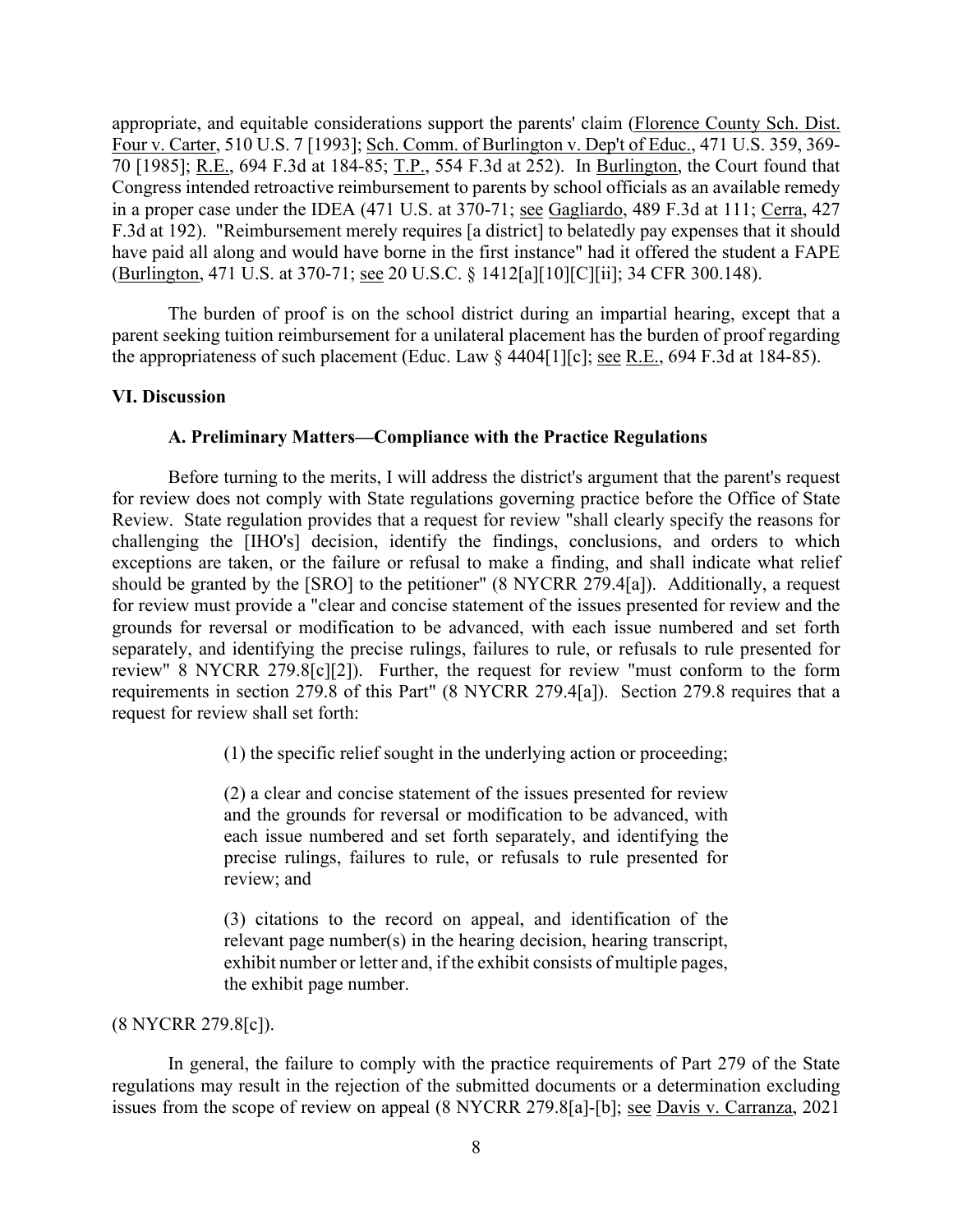appropriate, and equitable considerations support the parents' claim (Florence County Sch. Dist. Four v. Carter, 510 U.S. 7 [1993]; Sch. Comm. of Burlington v. Dep't of Educ., 471 U.S. 359, 369-70 [1985]; R.E., 694 F.3d at 184-85; T.P., 554 F.3d at 252). In Burlington, the Court found that Congress intended retroactive reimbursement to parents by school officials as an available remedy in a proper case under the IDEA (471 U.S. at 370-71; see Gagliardo, 489 F.3d at 111; Cerra, 427 F.3d at 192). "Reimbursement merely requires [a district] to belatedly pay expenses that it should have paid all along and would have borne in the first instance" had it offered the student a FAPE (Burlington, 471 U.S. at 370-71; see 20 U.S.C. § 1412[a][10][C][ii]; 34 CFR 300.148).

The burden of proof is on the school district during an impartial hearing, except that a parent seeking tuition reimbursement for a unilateral placement has the burden of proof regarding the appropriateness of such placement (Educ. Law § 4404[1][c]; see R.E., 694 F.3d at 184-85).

## VI. Discussion

### A. Preliminary Matters—Compliance with the Practice Regulations

Before turning to the merits, I will address the district's argument that the parent's request for review does not comply with State regulations governing practice before the Office of State Review. State regulation provides that a request for review "shall clearly specify the reasons for challenging the [IHO's] decision, identify the findings, conclusions, and orders to which exceptions are taken, or the failure or refusal to make a finding, and shall indicate what relief should be granted by the [SRO] to the petitioner" (8 NYCRR 279.4[a]). Additionally, a request for review must provide a "clear and concise statement of the issues presented for review and the grounds for reversal or modification to be advanced, with each issue numbered and set forth separately, and identifying the precise rulings, failures to rule, or refusals to rule presented for review" 8 NYCRR 279.8[c][2]). Further, the request for review "must conform to the form requirements in section 279.8 of this Part" (8 NYCRR 279.4[a]). Section 279.8 requires that a request for review shall set forth:

> (1) the specific relief sought in the underlying action or proceeding;
>
> (2) a clear and concise statement of the issues presented for review and the grounds for reversal or modification to be advanced, with each issue numbered and set forth separately, and identifying the precise rulings, failures to rule, or refusals to rule presented for review; and
>
> (3) citations to the record on appeal, and identification of the relevant page number(s) in the hearing decision, hearing transcript, exhibit number or letter and, if the exhibit consists of multiple pages, the exhibit page number.

(8 NYCRR 279.8[c]).

In general, the failure to comply with the practice requirements of Part 279 of the State regulations may result in the rejection of the submitted documents or a determination excluding issues from the scope of review on appeal (8 NYCRR 279.8[a]-[b]; see Davis v. Carranza, 2021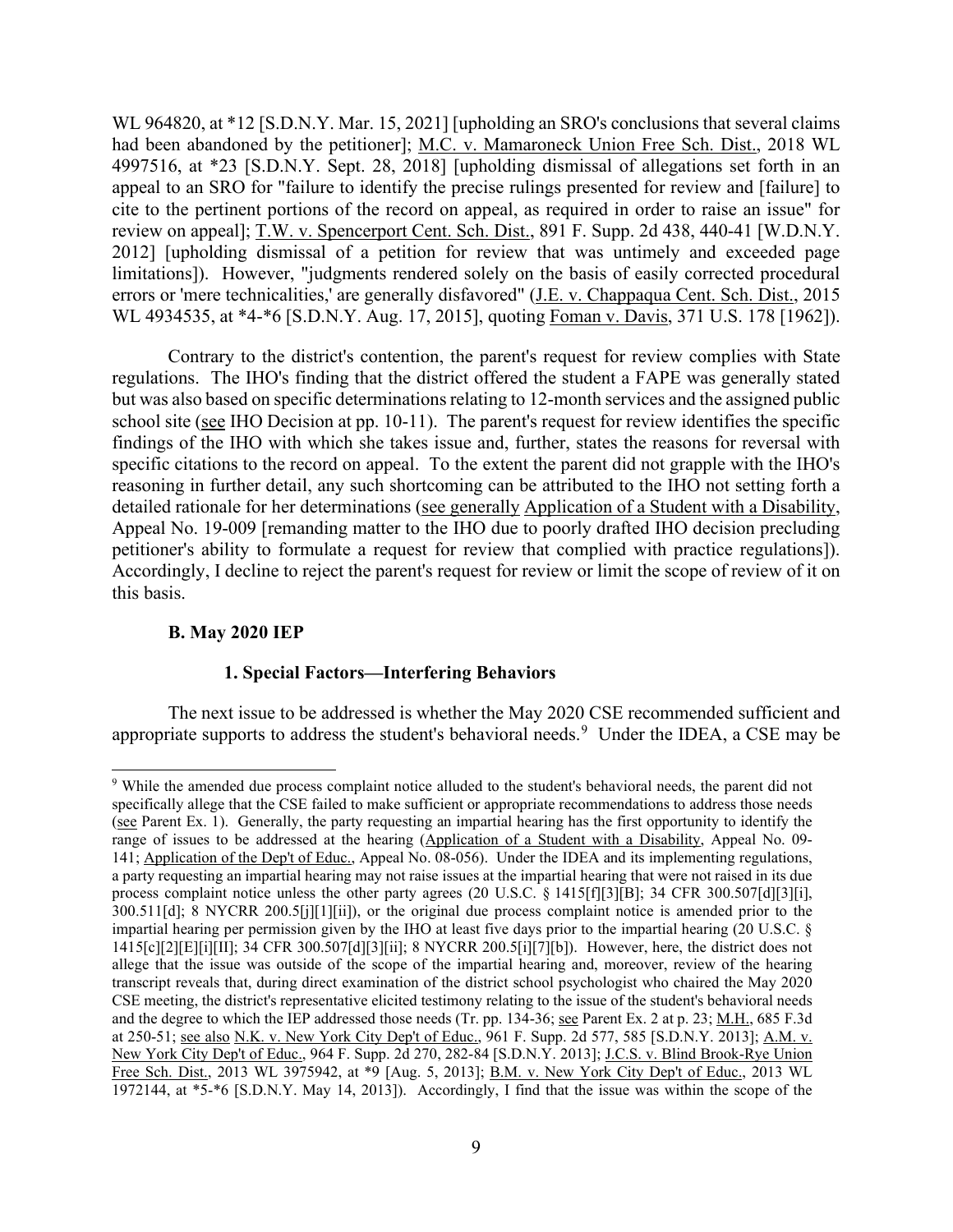WL 964820, at *12 [S.D.N.Y. Mar. 15, 2021] [upholding an SRO's conclusions that several claims had been abandoned by the petitioner]; M.C. v. Mamaroneck Union Free Sch. Dist., 2018 WL 4997516, at *23 [S.D.N.Y. Sept. 28, 2018] [upholding dismissal of allegations set forth in an appeal to an SRO for "failure to identify the precise rulings presented for review and [failure] to cite to the pertinent portions of the record on appeal, as required in order to raise an issue" for review on appeal]; T.W. v. Spencerport Cent. Sch. Dist., 891 F. Supp. 2d 438, 440-41 [W.D.N.Y. 2012] [upholding dismissal of a petition for review that was untimely and exceeded page limitations]). However, "judgments rendered solely on the basis of easily corrected procedural errors or 'mere technicalities,' are generally disfavored" (J.E. v. Chappaqua Cent. Sch. Dist., 2015 WL 4934535, at *4-*6 [S.D.N.Y. Aug. 17, 2015], quoting Foman v. Davis, 371 U.S. 178 [1962]).

Contrary to the district's contention, the parent's request for review complies with State regulations. The IHO's finding that the district offered the student a FAPE was generally stated but was also based on specific determinations relating to 12-month services and the assigned public school site (see IHO Decision at pp. 10-11). The parent's request for review identifies the specific findings of the IHO with which she takes issue and, further, states the reasons for reversal with specific citations to the record on appeal. To the extent the parent did not grapple with the IHO's reasoning in further detail, any such shortcoming can be attributed to the IHO not setting forth a detailed rationale for her determinations (see generally Application of a Student with a Disability, Appeal No. 19-009 [remanding matter to the IHO due to poorly drafted IHO decision precluding petitioner's ability to formulate a request for review that complied with practice regulations]). Accordingly, I decline to reject the parent's request for review or limit the scope of review of it on this basis.

**B. May 2020 IEP**

**1. Special Factors—Interfering Behaviors**

The next issue to be addressed is whether the May 2020 CSE recommended sufficient and appropriate supports to address the student's behavioral needs.[9] Under the IDEA, a CSE may be

[9] While the amended due process complaint notice alluded to the student's behavioral needs, the parent did not specifically allege that the CSE failed to make sufficient or appropriate recommendations to address those needs (see Parent Ex. 1). Generally, the party requesting an impartial hearing has the first opportunity to identify the range of issues to be addressed at the hearing (Application of a Student with a Disability, Appeal No. 09-141; Application of the Dep't of Educ., Appeal No. 08-056). Under the IDEA and its implementing regulations, a party requesting an impartial hearing may not raise issues at the impartial hearing that were not raised in its due process complaint notice unless the other party agrees (20 U.S.C. § 1415[f][3][B]; 34 CFR 300.507[d][3][i], 300.511[d]; 8 NYCRR 200.5[j][1][ii]), or the original due process complaint notice is amended prior to the impartial hearing per permission given by the IHO at least five days prior to the impartial hearing (20 U.S.C. § 1415[c][2][E][i][II]; 34 CFR 300.507[d][3][ii]; 8 NYCRR 200.5[i][7][b]). However, here, the district does not allege that the issue was outside of the scope of the impartial hearing and, moreover, review of the hearing transcript reveals that, during direct examination of the district school psychologist who chaired the May 2020 CSE meeting, the district's representative elicited testimony relating to the issue of the student's behavioral needs and the degree to which the IEP addressed those needs (Tr. pp. 134-36; see Parent Ex. 2 at p. 23; M.H., 685 F.3d at 250-51; see also N.K. v. New York City Dep't of Educ., 961 F. Supp. 2d 577, 585 [S.D.N.Y. 2013]; A.M. v. New York City Dep't of Educ., 964 F. Supp. 2d 270, 282-84 [S.D.N.Y. 2013]; J.C.S. v. Blind Brook-Rye Union Free Sch. Dist., 2013 WL 3975942, at *9 [Aug. 5, 2013]; B.M. v. New York City Dep't of Educ., 2013 WL 1972144, at *5-*6 [S.D.N.Y. May 14, 2013]). Accordingly, I find that the issue was within the scope of the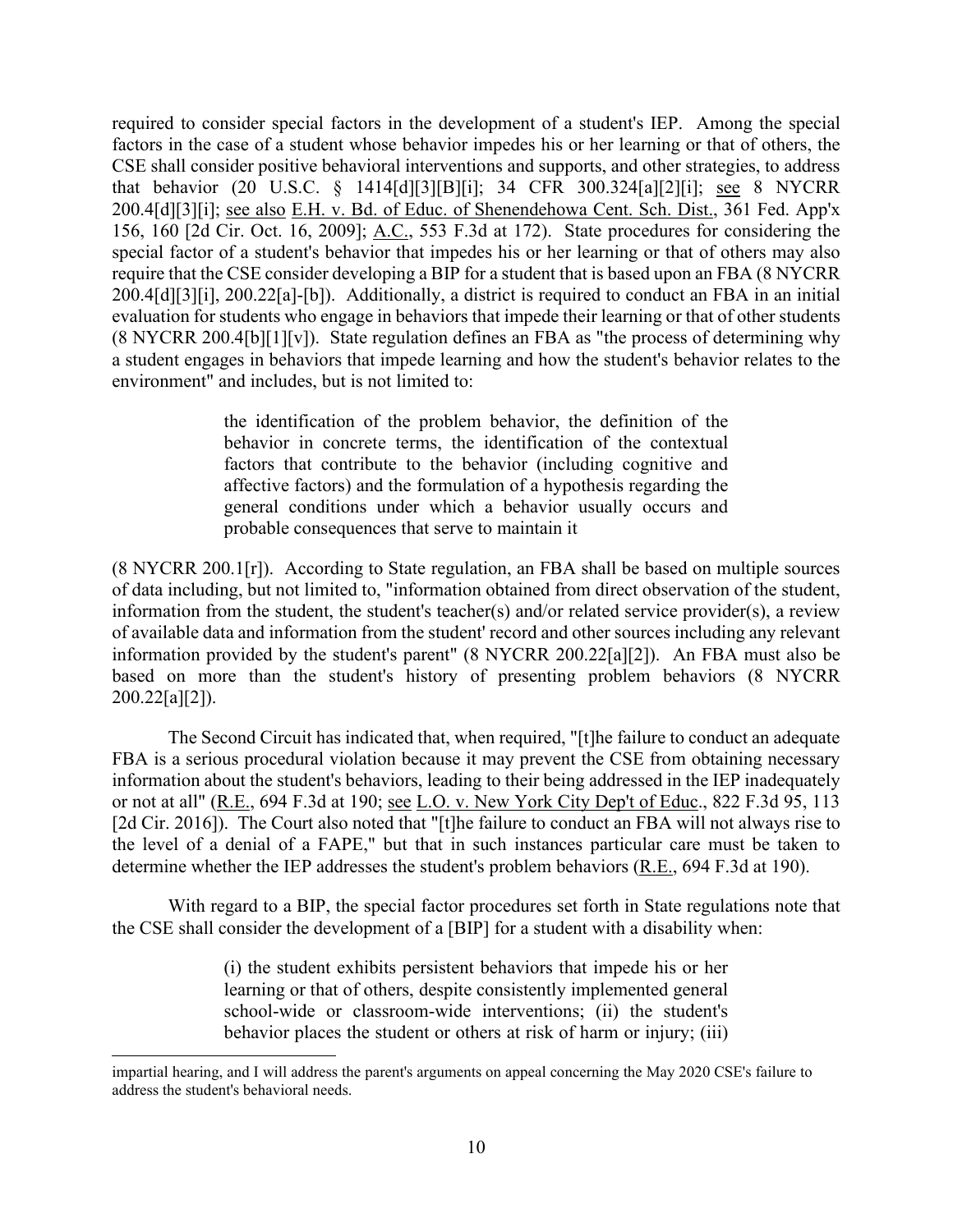required to consider special factors in the development of a student's IEP. Among the special factors in the case of a student whose behavior impedes his or her learning or that of others, the CSE shall consider positive behavioral interventions and supports, and other strategies, to address that behavior (20 U.S.C. § 1414[d][3][B][i]; 34 CFR 300.324[a][2][i]; see 8 NYCRR 200.4[d][3][i]; see also E.H. v. Bd. of Educ. of Shenendehowa Cent. Sch. Dist., 361 Fed. App'x 156, 160 [2d Cir. Oct. 16, 2009]; A.C., 553 F.3d at 172). State procedures for considering the special factor of a student's behavior that impedes his or her learning or that of others may also require that the CSE consider developing a BIP for a student that is based upon an FBA (8 NYCRR 200.4[d][3][i], 200.22[a]-[b]). Additionally, a district is required to conduct an FBA in an initial evaluation for students who engage in behaviors that impede their learning or that of other students (8 NYCRR 200.4[b][1][v]). State regulation defines an FBA as "the process of determining why a student engages in behaviors that impede learning and how the student's behavior relates to the environment" and includes, but is not limited to:

> the identification of the problem behavior, the definition of the behavior in concrete terms, the identification of the contextual factors that contribute to the behavior (including cognitive and affective factors) and the formulation of a hypothesis regarding the general conditions under which a behavior usually occurs and probable consequences that serve to maintain it

(8 NYCRR 200.1[r]). According to State regulation, an FBA shall be based on multiple sources of data including, but not limited to, "information obtained from direct observation of the student, information from the student, the student's teacher(s) and/or related service provider(s), a review of available data and information from the student' record and other sources including any relevant information provided by the student's parent" (8 NYCRR 200.22[a][2]). An FBA must also be based on more than the student's history of presenting problem behaviors (8 NYCRR 200.22[a][2]).

The Second Circuit has indicated that, when required, "[t]he failure to conduct an adequate FBA is a serious procedural violation because it may prevent the CSE from obtaining necessary information about the student's behaviors, leading to their being addressed in the IEP inadequately or not at all" (R.E., 694 F.3d at 190; see L.O. v. New York City Dep't of Educ., 822 F.3d 95, 113 [2d Cir. 2016]). The Court also noted that "[t]he failure to conduct an FBA will not always rise to the level of a denial of a FAPE," but that in such instances particular care must be taken to determine whether the IEP addresses the student's problem behaviors (R.E., 694 F.3d at 190).

With regard to a BIP, the special factor procedures set forth in State regulations note that the CSE shall consider the development of a [BIP] for a student with a disability when:

> (i) the student exhibits persistent behaviors that impede his or her learning or that of others, despite consistently implemented general school-wide or classroom-wide interventions; (ii) the student's behavior places the student or others at risk of harm or injury; (iii)

---

impartial hearing, and I will address the parent's arguments on appeal concerning the May 2020 CSE's failure to address the student's behavioral needs.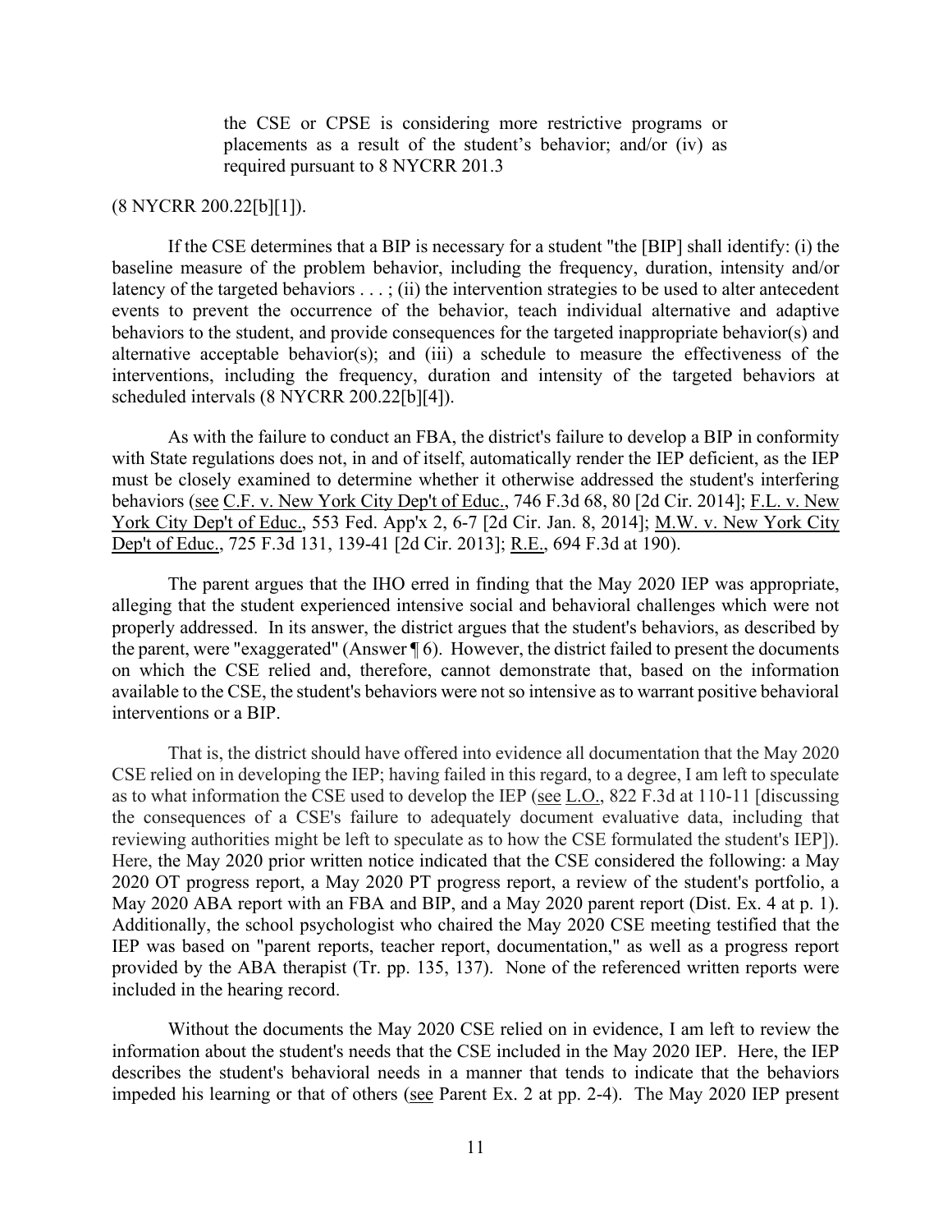> the CSE or CPSE is considering more restrictive programs or placements as a result of the student's behavior; and/or (iv) as required pursuant to 8 NYCRR 201.3

(8 NYCRR 200.22[b][1]).

If the CSE determines that a BIP is necessary for a student "the [BIP] shall identify: (i) the baseline measure of the problem behavior, including the frequency, duration, intensity and/or latency of the targeted behaviors . . . ; (ii) the intervention strategies to be used to alter antecedent events to prevent the occurrence of the behavior, teach individual alternative and adaptive behaviors to the student, and provide consequences for the targeted inappropriate behavior(s) and alternative acceptable behavior(s); and (iii) a schedule to measure the effectiveness of the interventions, including the frequency, duration and intensity of the targeted behaviors at scheduled intervals (8 NYCRR 200.22[b][4]).

As with the failure to conduct an FBA, the district's failure to develop a BIP in conformity with State regulations does not, in and of itself, automatically render the IEP deficient, as the IEP must be closely examined to determine whether it otherwise addressed the student's interfering behaviors (see C.F. v. New York City Dep't of Educ., 746 F.3d 68, 80 [2d Cir. 2014]; F.L. v. New York City Dep't of Educ., 553 Fed. App'x 2, 6-7 [2d Cir. Jan. 8, 2014]; M.W. v. New York City Dep't of Educ., 725 F.3d 131, 139-41 [2d Cir. 2013]; R.E., 694 F.3d at 190).

The parent argues that the IHO erred in finding that the May 2020 IEP was appropriate, alleging that the student experienced intensive social and behavioral challenges which were not properly addressed. In its answer, the district argues that the student's behaviors, as described by the parent, were "exaggerated" (Answer ¶ 6). However, the district failed to present the documents on which the CSE relied and, therefore, cannot demonstrate that, based on the information available to the CSE, the student's behaviors were not so intensive as to warrant positive behavioral interventions or a BIP.

That is, the district should have offered into evidence all documentation that the May 2020 CSE relied on in developing the IEP; having failed in this regard, to a degree, I am left to speculate as to what information the CSE used to develop the IEP (see L.O., 822 F.3d at 110-11 [discussing the consequences of a CSE's failure to adequately document evaluative data, including that reviewing authorities might be left to speculate as to how the CSE formulated the student's IEP]). Here, the May 2020 prior written notice indicated that the CSE considered the following: a May 2020 OT progress report, a May 2020 PT progress report, a review of the student's portfolio, a May 2020 ABA report with an FBA and BIP, and a May 2020 parent report (Dist. Ex. 4 at p. 1). Additionally, the school psychologist who chaired the May 2020 CSE meeting testified that the IEP was based on "parent reports, teacher report, documentation," as well as a progress report provided by the ABA therapist (Tr. pp. 135, 137). None of the referenced written reports were included in the hearing record.

Without the documents the May 2020 CSE relied on in evidence, I am left to review the information about the student's needs that the CSE included in the May 2020 IEP. Here, the IEP describes the student's behavioral needs in a manner that tends to indicate that the behaviors impeded his learning or that of others (see Parent Ex. 2 at pp. 2-4). The May 2020 IEP present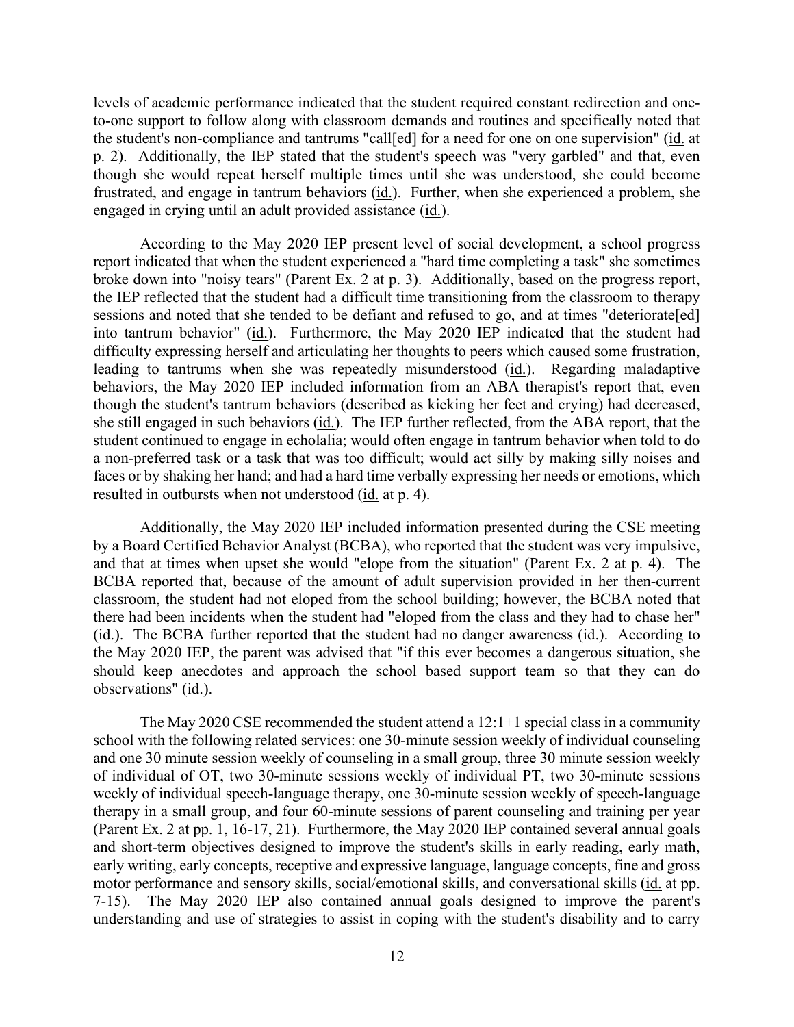levels of academic performance indicated that the student required constant redirection and one-to-one support to follow along with classroom demands and routines and specifically noted that the student's non-compliance and tantrums "call[ed] for a need for one on one supervision" (id. at p. 2). Additionally, the IEP stated that the student's speech was "very garbled" and that, even though she would repeat herself multiple times until she was understood, she could become frustrated, and engage in tantrum behaviors (id.). Further, when she experienced a problem, she engaged in crying until an adult provided assistance (id.).

According to the May 2020 IEP present level of social development, a school progress report indicated that when the student experienced a "hard time completing a task" she sometimes broke down into "noisy tears" (Parent Ex. 2 at p. 3). Additionally, based on the progress report, the IEP reflected that the student had a difficult time transitioning from the classroom to therapy sessions and noted that she tended to be defiant and refused to go, and at times "deteriorate[ed] into tantrum behavior" (id.). Furthermore, the May 2020 IEP indicated that the student had difficulty expressing herself and articulating her thoughts to peers which caused some frustration, leading to tantrums when she was repeatedly misunderstood (id.). Regarding maladaptive behaviors, the May 2020 IEP included information from an ABA therapist's report that, even though the student's tantrum behaviors (described as kicking her feet and crying) had decreased, she still engaged in such behaviors (id.). The IEP further reflected, from the ABA report, that the student continued to engage in echolalia; would often engage in tantrum behavior when told to do a non-preferred task or a task that was too difficult; would act silly by making silly noises and faces or by shaking her hand; and had a hard time verbally expressing her needs or emotions, which resulted in outbursts when not understood (id. at p. 4).

Additionally, the May 2020 IEP included information presented during the CSE meeting by a Board Certified Behavior Analyst (BCBA), who reported that the student was very impulsive, and that at times when upset she would "elope from the situation" (Parent Ex. 2 at p. 4). The BCBA reported that, because of the amount of adult supervision provided in her then-current classroom, the student had not eloped from the school building; however, the BCBA noted that there had been incidents when the student had "eloped from the class and they had to chase her" (id.). The BCBA further reported that the student had no danger awareness (id.). According to the May 2020 IEP, the parent was advised that "if this ever becomes a dangerous situation, she should keep anecdotes and approach the school based support team so that they can do observations" (id.).

The May 2020 CSE recommended the student attend a 12:1+1 special class in a community school with the following related services: one 30-minute session weekly of individual counseling and one 30 minute session weekly of counseling in a small group, three 30 minute session weekly of individual of OT, two 30-minute sessions weekly of individual PT, two 30-minute sessions weekly of individual speech-language therapy, one 30-minute session weekly of speech-language therapy in a small group, and four 60-minute sessions of parent counseling and training per year (Parent Ex. 2 at pp. 1, 16-17, 21). Furthermore, the May 2020 IEP contained several annual goals and short-term objectives designed to improve the student's skills in early reading, early math, early writing, early concepts, receptive and expressive language, language concepts, fine and gross motor performance and sensory skills, social/emotional skills, and conversational skills (id. at pp. 7-15). The May 2020 IEP also contained annual goals designed to improve the parent's understanding and use of strategies to assist in coping with the student's disability and to carry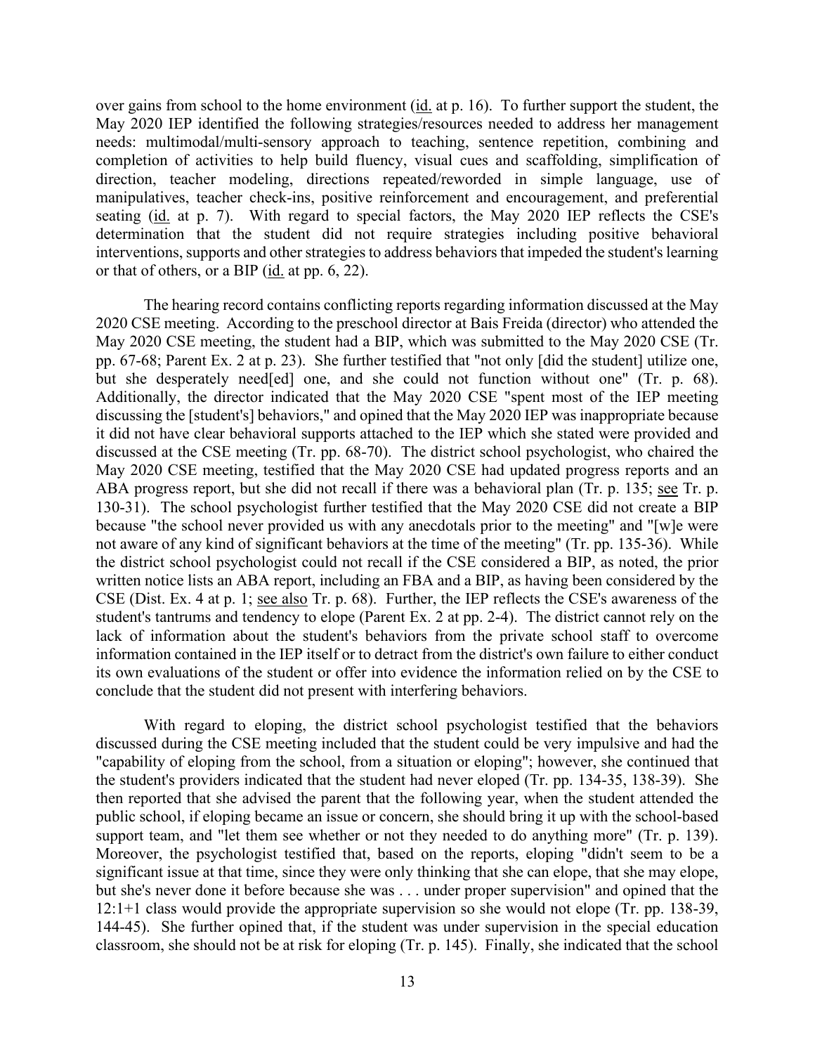over gains from school to the home environment (id. at p. 16). To further support the student, the May 2020 IEP identified the following strategies/resources needed to address her management needs: multimodal/multi-sensory approach to teaching, sentence repetition, combining and completion of activities to help build fluency, visual cues and scaffolding, simplification of direction, teacher modeling, directions repeated/reworded in simple language, use of manipulatives, teacher check-ins, positive reinforcement and encouragement, and preferential seating (id. at p. 7). With regard to special factors, the May 2020 IEP reflects the CSE's determination that the student did not require strategies including positive behavioral interventions, supports and other strategies to address behaviors that impeded the student's learning or that of others, or a BIP (id. at pp. 6, 22).

The hearing record contains conflicting reports regarding information discussed at the May 2020 CSE meeting. According to the preschool director at Bais Freida (director) who attended the May 2020 CSE meeting, the student had a BIP, which was submitted to the May 2020 CSE (Tr. pp. 67-68; Parent Ex. 2 at p. 23). She further testified that "not only [did the student] utilize one, but she desperately need[ed] one, and she could not function without one" (Tr. p. 68). Additionally, the director indicated that the May 2020 CSE "spent most of the IEP meeting discussing the [student's] behaviors," and opined that the May 2020 IEP was inappropriate because it did not have clear behavioral supports attached to the IEP which she stated were provided and discussed at the CSE meeting (Tr. pp. 68-70). The district school psychologist, who chaired the May 2020 CSE meeting, testified that the May 2020 CSE had updated progress reports and an ABA progress report, but she did not recall if there was a behavioral plan (Tr. p. 135; see Tr. p. 130-31). The school psychologist further testified that the May 2020 CSE did not create a BIP because "the school never provided us with any anecdotals prior to the meeting" and "[w]e were not aware of any kind of significant behaviors at the time of the meeting" (Tr. pp. 135-36). While the district school psychologist could not recall if the CSE considered a BIP, as noted, the prior written notice lists an ABA report, including an FBA and a BIP, as having been considered by the CSE (Dist. Ex. 4 at p. 1; see also Tr. p. 68). Further, the IEP reflects the CSE's awareness of the student's tantrums and tendency to elope (Parent Ex. 2 at pp. 2-4). The district cannot rely on the lack of information about the student's behaviors from the private school staff to overcome information contained in the IEP itself or to detract from the district's own failure to either conduct its own evaluations of the student or offer into evidence the information relied on by the CSE to conclude that the student did not present with interfering behaviors.

With regard to eloping, the district school psychologist testified that the behaviors discussed during the CSE meeting included that the student could be very impulsive and had the "capability of eloping from the school, from a situation or eloping"; however, she continued that the student's providers indicated that the student had never eloped (Tr. pp. 134-35, 138-39). She then reported that she advised the parent that the following year, when the student attended the public school, if eloping became an issue or concern, she should bring it up with the school-based support team, and "let them see whether or not they needed to do anything more" (Tr. p. 139). Moreover, the psychologist testified that, based on the reports, eloping "didn't seem to be a significant issue at that time, since they were only thinking that she can elope, that she may elope, but she's never done it before because she was . . . under proper supervision" and opined that the 12:1+1 class would provide the appropriate supervision so she would not elope (Tr. pp. 138-39, 144-45). She further opined that, if the student was under supervision in the special education classroom, she should not be at risk for eloping (Tr. p. 145). Finally, she indicated that the school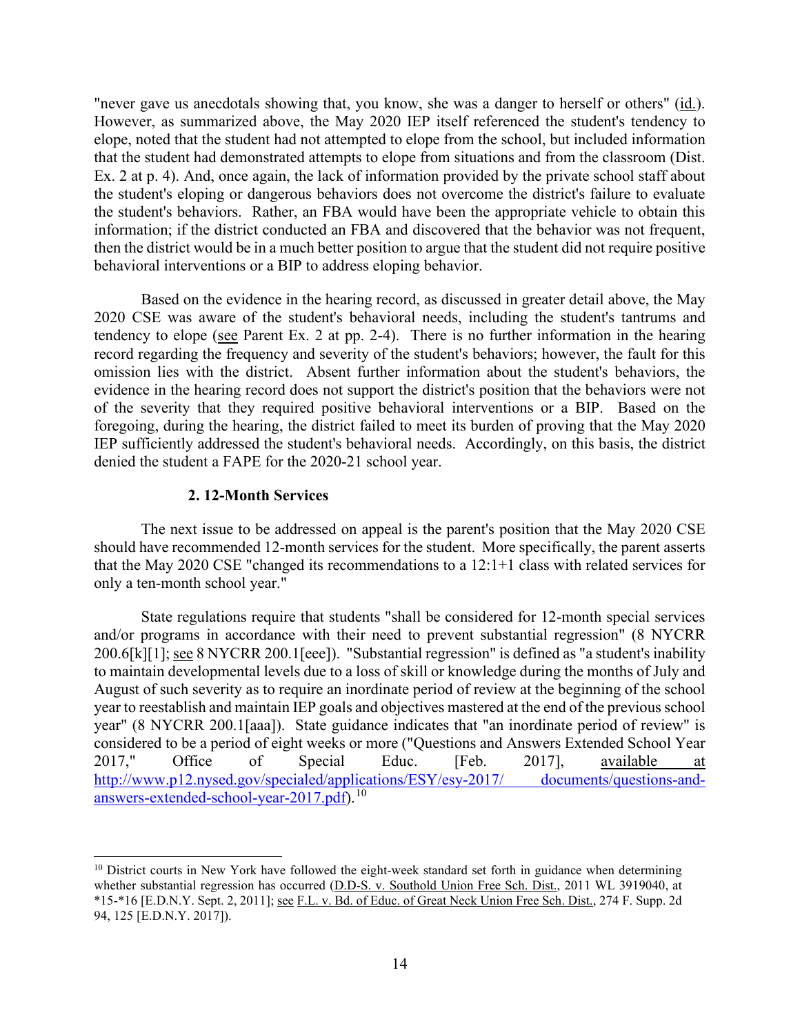"never gave us anecdotals showing that, you know, she was a danger to herself or others" (id.). However, as summarized above, the May 2020 IEP itself referenced the student's tendency to elope, noted that the student had not attempted to elope from the school, but included information that the student had demonstrated attempts to elope from situations and from the classroom (Dist. Ex. 2 at p. 4). And, once again, the lack of information provided by the private school staff about the student's eloping or dangerous behaviors does not overcome the district's failure to evaluate the student's behaviors. Rather, an FBA would have been the appropriate vehicle to obtain this information; if the district conducted an FBA and discovered that the behavior was not frequent, then the district would be in a much better position to argue that the student did not require positive behavioral interventions or a BIP to address eloping behavior.

Based on the evidence in the hearing record, as discussed in greater detail above, the May 2020 CSE was aware of the student's behavioral needs, including the student's tantrums and tendency to elope (see Parent Ex. 2 at pp. 2-4). There is no further information in the hearing record regarding the frequency and severity of the student's behaviors; however, the fault for this omission lies with the district. Absent further information about the student's behaviors, the evidence in the hearing record does not support the district's position that the behaviors were not of the severity that they required positive behavioral interventions or a BIP. Based on the foregoing, during the hearing, the district failed to meet its burden of proving that the May 2020 IEP sufficiently addressed the student's behavioral needs. Accordingly, on this basis, the district denied the student a FAPE for the 2020-21 school year.

### 2. 12-Month Services

The next issue to be addressed on appeal is the parent's position that the May 2020 CSE should have recommended 12-month services for the student. More specifically, the parent asserts that the May 2020 CSE "changed its recommendations to a 12:1+1 class with related services for only a ten-month school year."

State regulations require that students "shall be considered for 12-month special services and/or programs in accordance with their need to prevent substantial regression" (8 NYCRR 200.6[k][1]; see 8 NYCRR 200.1[eee]). "Substantial regression" is defined as "a student's inability to maintain developmental levels due to a loss of skill or knowledge during the months of July and August of such severity as to require an inordinate period of review at the beginning of the school year to reestablish and maintain IEP goals and objectives mastered at the end of the previous school year" (8 NYCRR 200.1[aaa]). State guidance indicates that "an inordinate period of review" is considered to be a period of eight weeks or more ("Questions and Answers Extended School Year 2017," Office of Special Educ. [Feb. 2017], available at http://www.p12.nysed.gov/specialed/applications/ESY/esy-2017/documents/questions-and-answers-extended-school-year-2017.pdf).[10]

[10] District courts in New York have followed the eight-week standard set forth in guidance when determining whether substantial regression has occurred (D.D-S. v. Southold Union Free Sch. Dist., 2011 WL 3919040, at *15-*16 [E.D.N.Y. Sept. 2, 2011]; see F.L. v. Bd. of Educ. of Great Neck Union Free Sch. Dist., 274 F. Supp. 2d 94, 125 [E.D.N.Y. 2017]).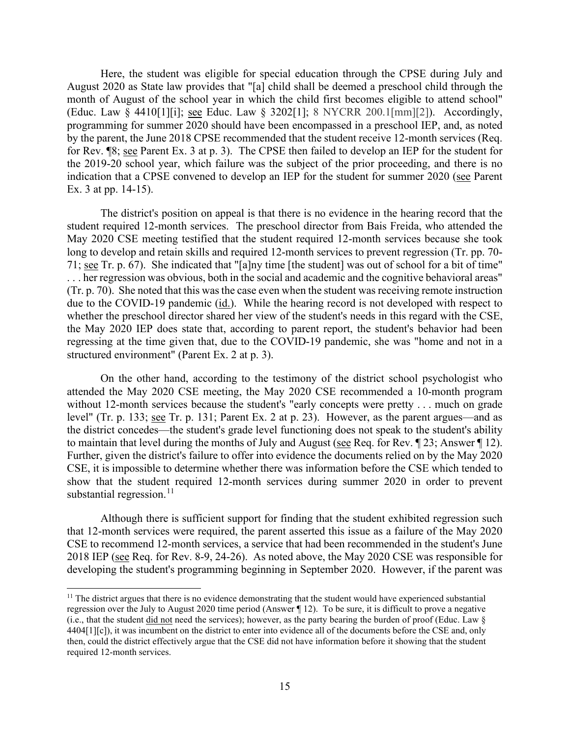Here, the student was eligible for special education through the CPSE during July and August 2020 as State law provides that "[a] child shall be deemed a preschool child through the month of August of the school year in which the child first becomes eligible to attend school" (Educ. Law § 4410[1][i]; see Educ. Law § 3202[1]; 8 NYCRR 200.1[mm][2]). Accordingly, programming for summer 2020 should have been encompassed in a preschool IEP, and, as noted by the parent, the June 2018 CPSE recommended that the student receive 12-month services (Req. for Rev. ¶8; see Parent Ex. 3 at p. 3). The CPSE then failed to develop an IEP for the student for the 2019-20 school year, which failure was the subject of the prior proceeding, and there is no indication that a CPSE convened to develop an IEP for the student for summer 2020 (see Parent Ex. 3 at pp. 14-15).

The district's position on appeal is that there is no evidence in the hearing record that the student required 12-month services. The preschool director from Bais Freida, who attended the May 2020 CSE meeting testified that the student required 12-month services because she took long to develop and retain skills and required 12-month services to prevent regression (Tr. pp. 70-71; see Tr. p. 67). She indicated that "[a]ny time [the student] was out of school for a bit of time" . . . her regression was obvious, both in the social and academic and the cognitive behavioral areas" (Tr. p. 70). She noted that this was the case even when the student was receiving remote instruction due to the COVID-19 pandemic (id.). While the hearing record is not developed with respect to whether the preschool director shared her view of the student's needs in this regard with the CSE, the May 2020 IEP does state that, according to parent report, the student's behavior had been regressing at the time given that, due to the COVID-19 pandemic, she was "home and not in a structured environment" (Parent Ex. 2 at p. 3).

On the other hand, according to the testimony of the district school psychologist who attended the May 2020 CSE meeting, the May 2020 CSE recommended a 10-month program without 12-month services because the student's "early concepts were pretty . . . much on grade level" (Tr. p. 133; see Tr. p. 131; Parent Ex. 2 at p. 23). However, as the parent argues—and as the district concedes—the student's grade level functioning does not speak to the student's ability to maintain that level during the months of July and August (see Req. for Rev. ¶ 23; Answer ¶ 12). Further, given the district's failure to offer into evidence the documents relied on by the May 2020 CSE, it is impossible to determine whether there was information before the CSE which tended to show that the student required 12-month services during summer 2020 in order to prevent substantial regression.[11]

Although there is sufficient support for finding that the student exhibited regression such that 12-month services were required, the parent asserted this issue as a failure of the May 2020 CSE to recommend 12-month services, a service that had been recommended in the student's June 2018 IEP (see Req. for Rev. 8-9, 24-26). As noted above, the May 2020 CSE was responsible for developing the student's programming beginning in September 2020. However, if the parent was

---

[11] The district argues that there is no evidence demonstrating that the student would have experienced substantial regression over the July to August 2020 time period (Answer ¶ 12). To be sure, it is difficult to prove a negative (i.e., that the student did not need the services); however, as the party bearing the burden of proof (Educ. Law § 4404[1][c]), it was incumbent on the district to enter into evidence all of the documents before the CSE and, only then, could the district effectively argue that the CSE did not have information before it showing that the student required 12-month services.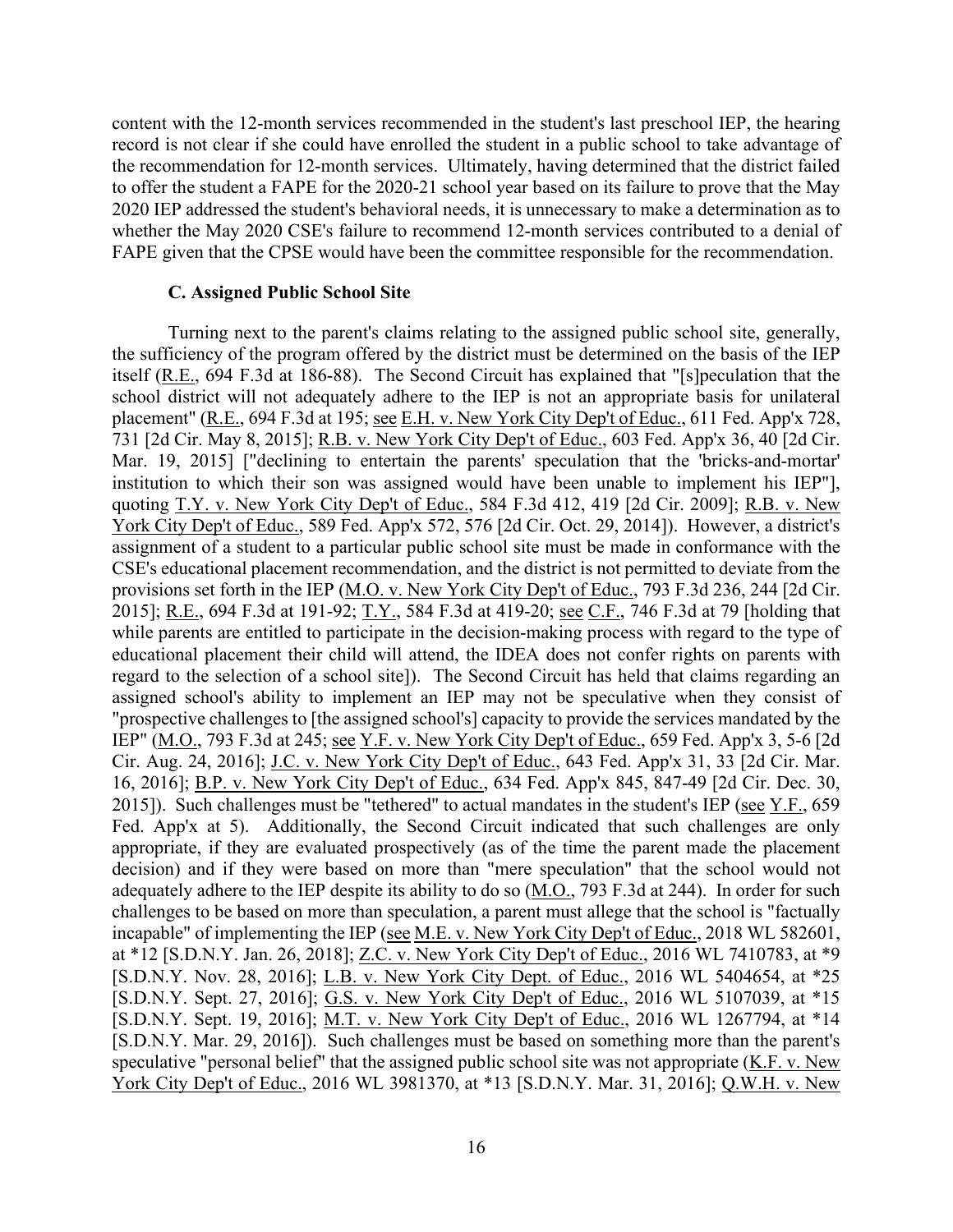content with the 12-month services recommended in the student's last preschool IEP, the hearing record is not clear if she could have enrolled the student in a public school to take advantage of the recommendation for 12-month services. Ultimately, having determined that the district failed to offer the student a FAPE for the 2020-21 school year based on its failure to prove that the May 2020 IEP addressed the student's behavioral needs, it is unnecessary to make a determination as to whether the May 2020 CSE's failure to recommend 12-month services contributed to a denial of FAPE given that the CPSE would have been the committee responsible for the recommendation.

### C. Assigned Public School Site

Turning next to the parent's claims relating to the assigned public school site, generally, the sufficiency of the program offered by the district must be determined on the basis of the IEP itself (R.E., 694 F.3d at 186-88). The Second Circuit has explained that "[s]peculation that the school district will not adequately adhere to the IEP is not an appropriate basis for unilateral placement" (R.E., 694 F.3d at 195; see E.H. v. New York City Dep't of Educ., 611 Fed. App'x 728, 731 [2d Cir. May 8, 2015]; R.B. v. New York City Dep't of Educ., 603 Fed. App'x 36, 40 [2d Cir. Mar. 19, 2015] ["declining to entertain the parents' speculation that the 'bricks-and-mortar' institution to which their son was assigned would have been unable to implement his IEP"], quoting T.Y. v. New York City Dep't of Educ., 584 F.3d 412, 419 [2d Cir. 2009]; R.B. v. New York City Dep't of Educ., 589 Fed. App'x 572, 576 [2d Cir. Oct. 29, 2014]). However, a district's assignment of a student to a particular public school site must be made in conformance with the CSE's educational placement recommendation, and the district is not permitted to deviate from the provisions set forth in the IEP (M.O. v. New York City Dep't of Educ., 793 F.3d 236, 244 [2d Cir. 2015]; R.E., 694 F.3d at 191-92; T.Y., 584 F.3d at 419-20; see C.F., 746 F.3d at 79 [holding that while parents are entitled to participate in the decision-making process with regard to the type of educational placement their child will attend, the IDEA does not confer rights on parents with regard to the selection of a school site]). The Second Circuit has held that claims regarding an assigned school's ability to implement an IEP may not be speculative when they consist of "prospective challenges to [the assigned school's] capacity to provide the services mandated by the IEP" (M.O., 793 F.3d at 245; see Y.F. v. New York City Dep't of Educ., 659 Fed. App'x 3, 5-6 [2d Cir. Aug. 24, 2016]; J.C. v. New York City Dep't of Educ., 643 Fed. App'x 31, 33 [2d Cir. Mar. 16, 2016]; B.P. v. New York City Dep't of Educ., 634 Fed. App'x 845, 847-49 [2d Cir. Dec. 30, 2015]). Such challenges must be "tethered" to actual mandates in the student's IEP (see Y.F., 659 Fed. App'x at 5). Additionally, the Second Circuit indicated that such challenges are only appropriate, if they are evaluated prospectively (as of the time the parent made the placement decision) and if they were based on more than "mere speculation" that the school would not adequately adhere to the IEP despite its ability to do so (M.O., 793 F.3d at 244). In order for such challenges to be based on more than speculation, a parent must allege that the school is "factually incapable" of implementing the IEP (see M.E. v. New York City Dep't of Educ., 2018 WL 582601, at *12 [S.D.N.Y. Jan. 26, 2018]; Z.C. v. New York City Dep't of Educ., 2016 WL 7410783, at *9 [S.D.N.Y. Nov. 28, 2016]; L.B. v. New York City Dept. of Educ., 2016 WL 5404654, at *25 [S.D.N.Y. Sept. 27, 2016]; G.S. v. New York City Dep't of Educ., 2016 WL 5107039, at *15 [S.D.N.Y. Sept. 19, 2016]; M.T. v. New York City Dep't of Educ., 2016 WL 1267794, at *14 [S.D.N.Y. Mar. 29, 2016]). Such challenges must be based on something more than the parent's speculative "personal belief" that the assigned public school site was not appropriate (K.F. v. New York City Dep't of Educ., 2016 WL 3981370, at *13 [S.D.N.Y. Mar. 31, 2016]; Q.W.H. v. New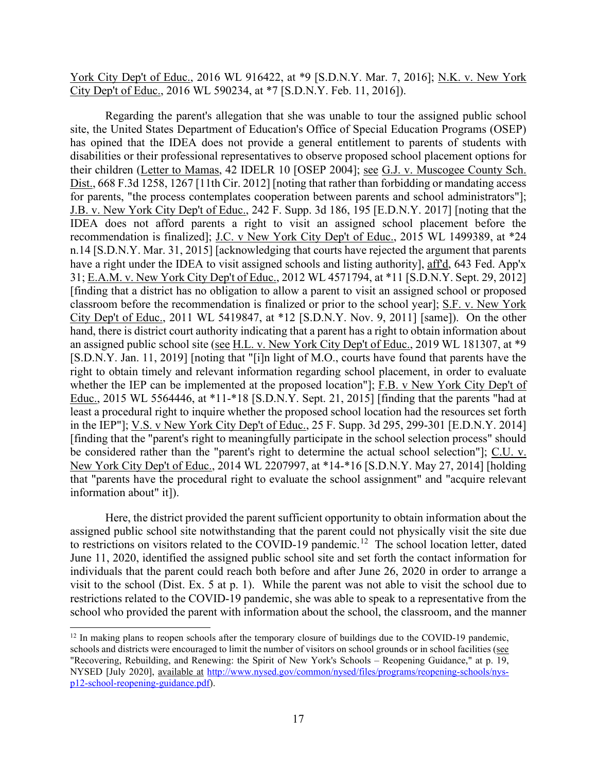York City Dep't of Educ., 2016 WL 916422, at *9 [S.D.N.Y. Mar. 7, 2016]; N.K. v. New York City Dep't of Educ., 2016 WL 590234, at *7 [S.D.N.Y. Feb. 11, 2016]).

Regarding the parent's allegation that she was unable to tour the assigned public school site, the United States Department of Education's Office of Special Education Programs (OSEP) has opined that the IDEA does not provide a general entitlement to parents of students with disabilities or their professional representatives to observe proposed school placement options for their children (Letter to Mamas, 42 IDELR 10 [OSEP 2004]; see G.J. v. Muscogee County Sch. Dist., 668 F.3d 1258, 1267 [11th Cir. 2012] [noting that rather than forbidding or mandating access for parents, "the process contemplates cooperation between parents and school administrators"]; J.B. v. New York City Dep't of Educ., 242 F. Supp. 3d 186, 195 [E.D.N.Y. 2017] [noting that the IDEA does not afford parents a right to visit an assigned school placement before the recommendation is finalized]; J.C. v New York City Dep't of Educ., 2015 WL 1499389, at *24 n.14 [S.D.N.Y. Mar. 31, 2015] [acknowledging that courts have rejected the argument that parents have a right under the IDEA to visit assigned schools and listing authority], aff'd, 643 Fed. App'x 31; E.A.M. v. New York City Dep't of Educ., 2012 WL 4571794, at *11 [S.D.N.Y. Sept. 29, 2012] [finding that a district has no obligation to allow a parent to visit an assigned school or proposed classroom before the recommendation is finalized or prior to the school year]; S.F. v. New York City Dep't of Educ., 2011 WL 5419847, at *12 [S.D.N.Y. Nov. 9, 2011] [same]). On the other hand, there is district court authority indicating that a parent has a right to obtain information about an assigned public school site (see H.L. v. New York City Dep't of Educ., 2019 WL 181307, at *9 [S.D.N.Y. Jan. 11, 2019] [noting that "[i]n light of M.O., courts have found that parents have the right to obtain timely and relevant information regarding school placement, in order to evaluate whether the IEP can be implemented at the proposed location"]; F.B. v New York City Dep't of Educ., 2015 WL 5564446, at *11-*18 [S.D.N.Y. Sept. 21, 2015] [finding that the parents "had at least a procedural right to inquire whether the proposed school location had the resources set forth in the IEP"]; V.S. v New York City Dep't of Educ., 25 F. Supp. 3d 295, 299-301 [E.D.N.Y. 2014] [finding that the "parent's right to meaningfully participate in the school selection process" should be considered rather than the "parent's right to determine the actual school selection"]; C.U. v. New York City Dep't of Educ., 2014 WL 2207997, at *14-*16 [S.D.N.Y. May 27, 2014] [holding that "parents have the procedural right to evaluate the school assignment" and "acquire relevant information about" it]).

Here, the district provided the parent sufficient opportunity to obtain information about the assigned public school site notwithstanding that the parent could not physically visit the site due to restrictions on visitors related to the COVID-19 pandemic.[12] The school location letter, dated June 11, 2020, identified the assigned public school site and set forth the contact information for individuals that the parent could reach both before and after June 26, 2020 in order to arrange a visit to the school (Dist. Ex. 5 at p. 1). While the parent was not able to visit the school due to restrictions related to the COVID-19 pandemic, she was able to speak to a representative from the school who provided the parent with information about the school, the classroom, and the manner

[12] In making plans to reopen schools after the temporary closure of buildings due to the COVID-19 pandemic, schools and districts were encouraged to limit the number of visitors on school grounds or in school facilities (see "Recovering, Rebuilding, and Renewing: the Spirit of New York's Schools – Reopening Guidance," at p. 19, NYSED [July 2020], available at http://www.nysed.gov/common/nysed/files/programs/reopening-schools/nys-p12-school-reopening-guidance.pdf).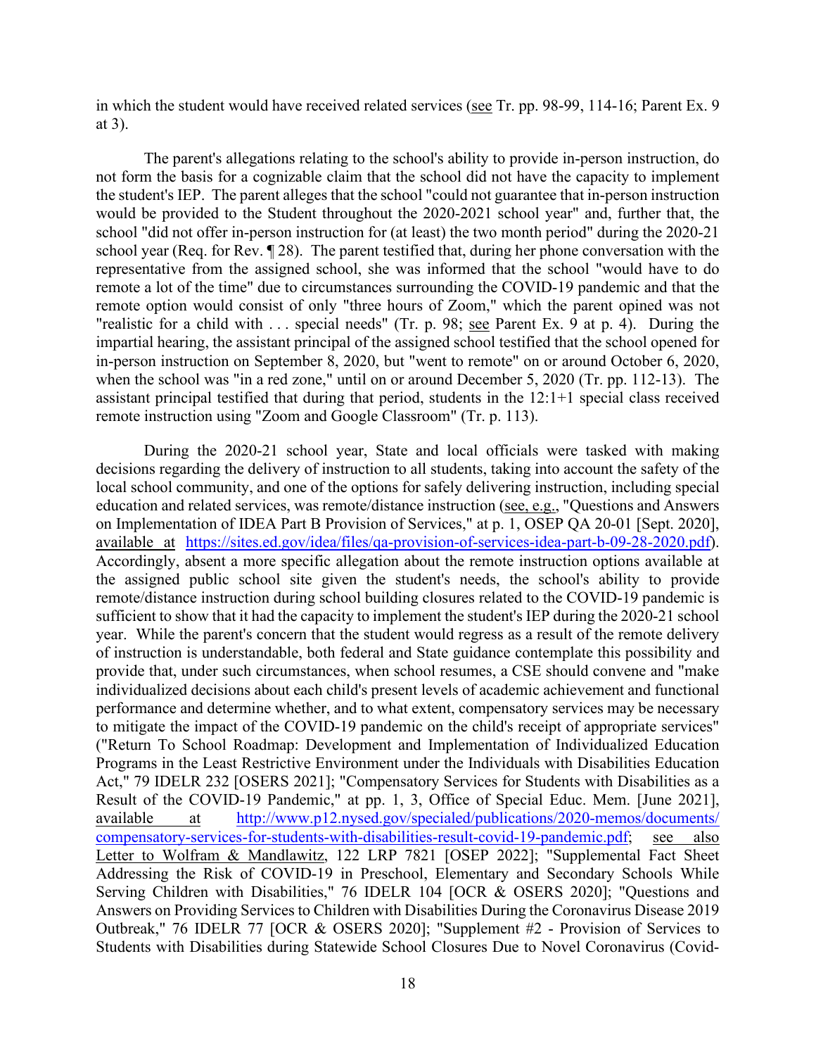in which the student would have received related services (see Tr. pp. 98-99, 114-16; Parent Ex. 9 at 3).

The parent's allegations relating to the school's ability to provide in-person instruction, do not form the basis for a cognizable claim that the school did not have the capacity to implement the student's IEP. The parent alleges that the school "could not guarantee that in-person instruction would be provided to the Student throughout the 2020-2021 school year" and, further that, the school "did not offer in-person instruction for (at least) the two month period" during the 2020-21 school year (Req. for Rev. ¶ 28). The parent testified that, during her phone conversation with the representative from the assigned school, she was informed that the school "would have to do remote a lot of the time" due to circumstances surrounding the COVID-19 pandemic and that the remote option would consist of only "three hours of Zoom," which the parent opined was not "realistic for a child with . . . special needs" (Tr. p. 98; see Parent Ex. 9 at p. 4). During the impartial hearing, the assistant principal of the assigned school testified that the school opened for in-person instruction on September 8, 2020, but "went to remote" on or around October 6, 2020, when the school was "in a red zone," until on or around December 5, 2020 (Tr. pp. 112-13). The assistant principal testified that during that period, students in the 12:1+1 special class received remote instruction using "Zoom and Google Classroom" (Tr. p. 113).

During the 2020-21 school year, State and local officials were tasked with making decisions regarding the delivery of instruction to all students, taking into account the safety of the local school community, and one of the options for safely delivering instruction, including special education and related services, was remote/distance instruction (see, e.g., "Questions and Answers on Implementation of IDEA Part B Provision of Services," at p. 1, OSEP QA 20-01 [Sept. 2020], available at https://sites.ed.gov/idea/files/qa-provision-of-services-idea-part-b-09-28-2020.pdf). Accordingly, absent a more specific allegation about the remote instruction options available at the assigned public school site given the student's needs, the school's ability to provide remote/distance instruction during school building closures related to the COVID-19 pandemic is sufficient to show that it had the capacity to implement the student's IEP during the 2020-21 school year. While the parent's concern that the student would regress as a result of the remote delivery of instruction is understandable, both federal and State guidance contemplate this possibility and provide that, under such circumstances, when school resumes, a CSE should convene and "make individualized decisions about each child's present levels of academic achievement and functional performance and determine whether, and to what extent, compensatory services may be necessary to mitigate the impact of the COVID-19 pandemic on the child's receipt of appropriate services" ("Return To School Roadmap: Development and Implementation of Individualized Education Programs in the Least Restrictive Environment under the Individuals with Disabilities Education Act," 79 IDELR 232 [OSERS 2021]; "Compensatory Services for Students with Disabilities as a Result of the COVID-19 Pandemic," at pp. 1, 3, Office of Special Educ. Mem. [June 2021], available at http://www.p12.nysed.gov/specialed/publications/2020-memos/documents/compensatory-services-for-students-with-disabilities-result-covid-19-pandemic.pdf; see also Letter to Wolfram & Mandlawitz, 122 LRP 7821 [OSEP 2022]; "Supplemental Fact Sheet Addressing the Risk of COVID-19 in Preschool, Elementary and Secondary Schools While Serving Children with Disabilities," 76 IDELR 104 [OCR & OSERS 2020]; "Questions and Answers on Providing Services to Children with Disabilities During the Coronavirus Disease 2019 Outbreak," 76 IDELR 77 [OCR & OSERS 2020]; "Supplement #2 - Provision of Services to Students with Disabilities during Statewide School Closures Due to Novel Coronavirus (Covid-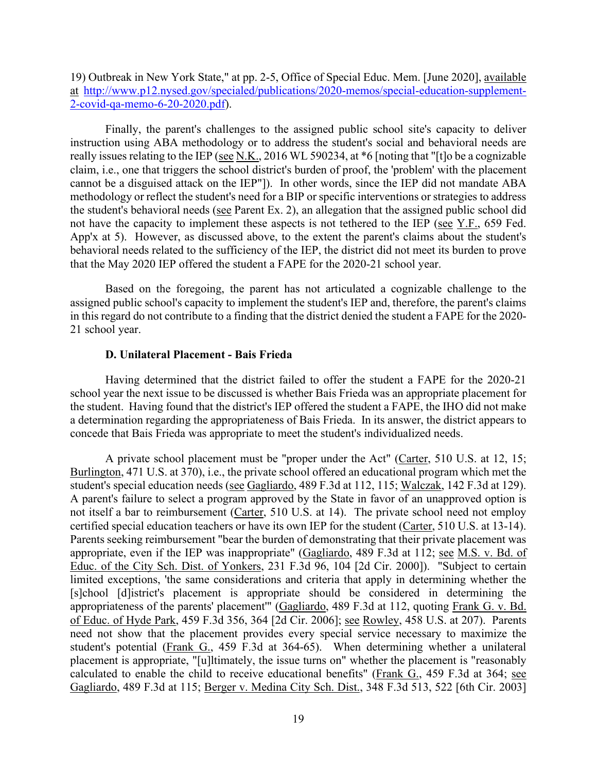19) Outbreak in New York State," at pp. 2-5, Office of Special Educ. Mem. [June 2020], available at http://www.p12.nysed.gov/specialed/publications/2020-memos/special-education-supplement-2-covid-qa-memo-6-20-2020.pdf).

Finally, the parent's challenges to the assigned public school site's capacity to deliver instruction using ABA methodology or to address the student's social and behavioral needs are really issues relating to the IEP (see N.K., 2016 WL 590234, at *6 [noting that "[t]o be a cognizable claim, i.e., one that triggers the school district's burden of proof, the 'problem' with the placement cannot be a disguised attack on the IEP"]). In other words, since the IEP did not mandate ABA methodology or reflect the student's need for a BIP or specific interventions or strategies to address the student's behavioral needs (see Parent Ex. 2), an allegation that the assigned public school did not have the capacity to implement these aspects is not tethered to the IEP (see Y.F., 659 Fed. App'x at 5). However, as discussed above, to the extent the parent's claims about the student's behavioral needs related to the sufficiency of the IEP, the district did not meet its burden to prove that the May 2020 IEP offered the student a FAPE for the 2020-21 school year.

Based on the foregoing, the parent has not articulated a cognizable challenge to the assigned public school's capacity to implement the student's IEP and, therefore, the parent's claims in this regard do not contribute to a finding that the district denied the student a FAPE for the 2020-21 school year.

### D. Unilateral Placement - Bais Frieda

Having determined that the district failed to offer the student a FAPE for the 2020-21 school year the next issue to be discussed is whether Bais Frieda was an appropriate placement for the student. Having found that the district's IEP offered the student a FAPE, the IHO did not make a determination regarding the appropriateness of Bais Frieda. In its answer, the district appears to concede that Bais Frieda was appropriate to meet the student's individualized needs.

A private school placement must be "proper under the Act" (Carter, 510 U.S. at 12, 15; Burlington, 471 U.S. at 370), i.e., the private school offered an educational program which met the student's special education needs (see Gagliardo, 489 F.3d at 112, 115; Walczak, 142 F.3d at 129). A parent's failure to select a program approved by the State in favor of an unapproved option is not itself a bar to reimbursement (Carter, 510 U.S. at 14). The private school need not employ certified special education teachers or have its own IEP for the student (Carter, 510 U.S. at 13-14). Parents seeking reimbursement "bear the burden of demonstrating that their private placement was appropriate, even if the IEP was inappropriate" (Gagliardo, 489 F.3d at 112; see M.S. v. Bd. of Educ. of the City Sch. Dist. of Yonkers, 231 F.3d 96, 104 [2d Cir. 2000]). "Subject to certain limited exceptions, 'the same considerations and criteria that apply in determining whether the [s]chool [d]istrict's placement is appropriate should be considered in determining the appropriateness of the parents' placement'" (Gagliardo, 489 F.3d at 112, quoting Frank G. v. Bd. of Educ. of Hyde Park, 459 F.3d 356, 364 [2d Cir. 2006]; see Rowley, 458 U.S. at 207). Parents need not show that the placement provides every special service necessary to maximize the student's potential (Frank G., 459 F.3d at 364-65). When determining whether a unilateral placement is appropriate, "[u]ltimately, the issue turns on" whether the placement is "reasonably calculated to enable the child to receive educational benefits" (Frank G., 459 F.3d at 364; see Gagliardo, 489 F.3d at 115; Berger v. Medina City Sch. Dist., 348 F.3d 513, 522 [6th Cir. 2003]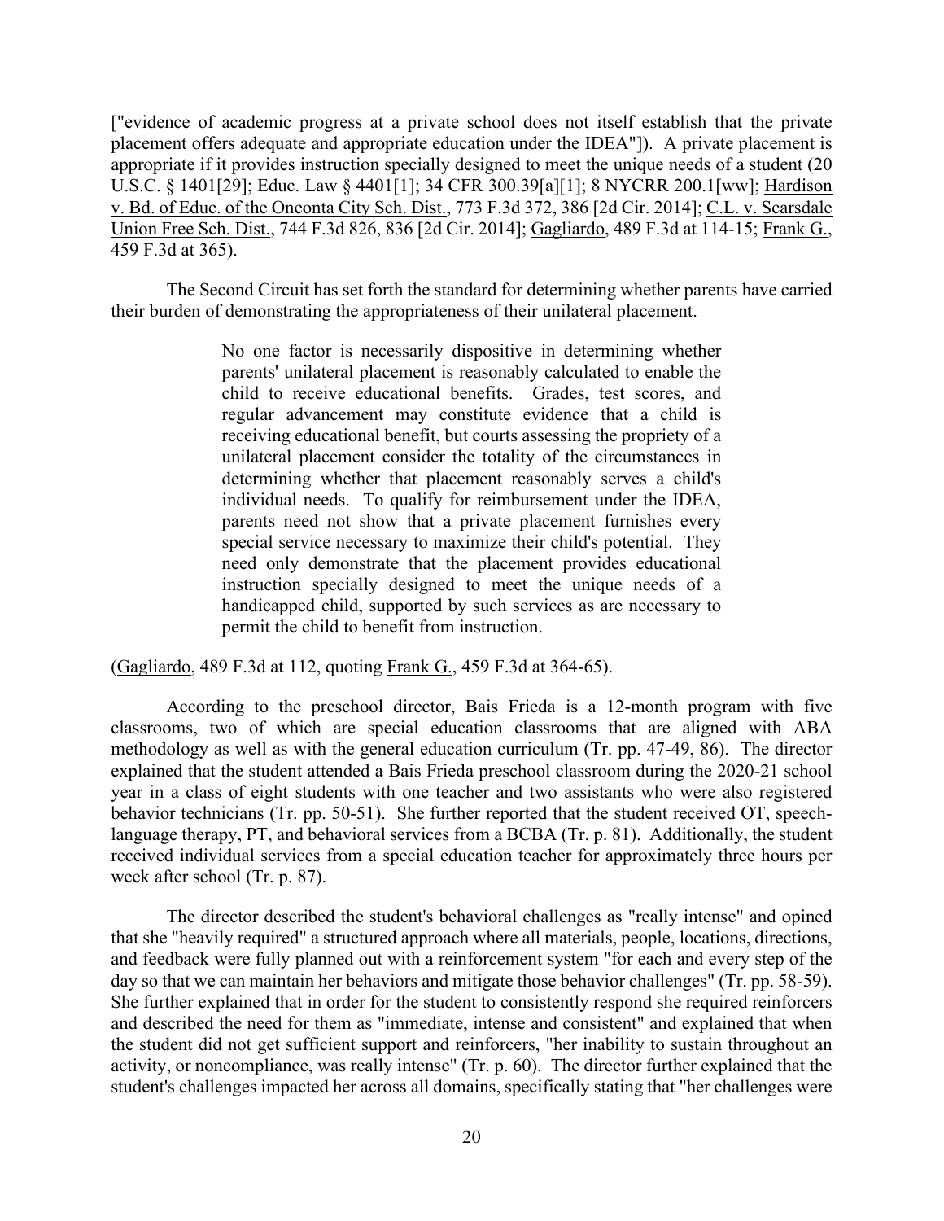["evidence of academic progress at a private school does not itself establish that the private placement offers adequate and appropriate education under the IDEA"]). A private placement is appropriate if it provides instruction specially designed to meet the unique needs of a student (20 U.S.C. § 1401[29]; Educ. Law § 4401[1]; 34 CFR 300.39[a][1]; 8 NYCRR 200.1[ww]; Hardison v. Bd. of Educ. of the Oneonta City Sch. Dist., 773 F.3d 372, 386 [2d Cir. 2014]; C.L. v. Scarsdale Union Free Sch. Dist., 744 F.3d 826, 836 [2d Cir. 2014]; Gagliardo, 489 F.3d at 114-15; Frank G., 459 F.3d at 365).

The Second Circuit has set forth the standard for determining whether parents have carried their burden of demonstrating the appropriateness of their unilateral placement.

> No one factor is necessarily dispositive in determining whether parents' unilateral placement is reasonably calculated to enable the child to receive educational benefits. Grades, test scores, and regular advancement may constitute evidence that a child is receiving educational benefit, but courts assessing the propriety of a unilateral placement consider the totality of the circumstances in determining whether that placement reasonably serves a child's individual needs. To qualify for reimbursement under the IDEA, parents need not show that a private placement furnishes every special service necessary to maximize their child's potential. They need only demonstrate that the placement provides educational instruction specially designed to meet the unique needs of a handicapped child, supported by such services as are necessary to permit the child to benefit from instruction.

(Gagliardo, 489 F.3d at 112, quoting Frank G., 459 F.3d at 364-65).

According to the preschool director, Bais Frieda is a 12-month program with five classrooms, two of which are special education classrooms that are aligned with ABA methodology as well as with the general education curriculum (Tr. pp. 47-49, 86). The director explained that the student attended a Bais Frieda preschool classroom during the 2020-21 school year in a class of eight students with one teacher and two assistants who were also registered behavior technicians (Tr. pp. 50-51). She further reported that the student received OT, speech-language therapy, PT, and behavioral services from a BCBA (Tr. p. 81). Additionally, the student received individual services from a special education teacher for approximately three hours per week after school (Tr. p. 87).

The director described the student's behavioral challenges as "really intense" and opined that she "heavily required" a structured approach where all materials, people, locations, directions, and feedback were fully planned out with a reinforcement system "for each and every step of the day so that we can maintain her behaviors and mitigate those behavior challenges" (Tr. pp. 58-59). She further explained that in order for the student to consistently respond she required reinforcers and described the need for them as "immediate, intense and consistent" and explained that when the student did not get sufficient support and reinforcers, "her inability to sustain throughout an activity, or noncompliance, was really intense" (Tr. p. 60). The director further explained that the student's challenges impacted her across all domains, specifically stating that "her challenges were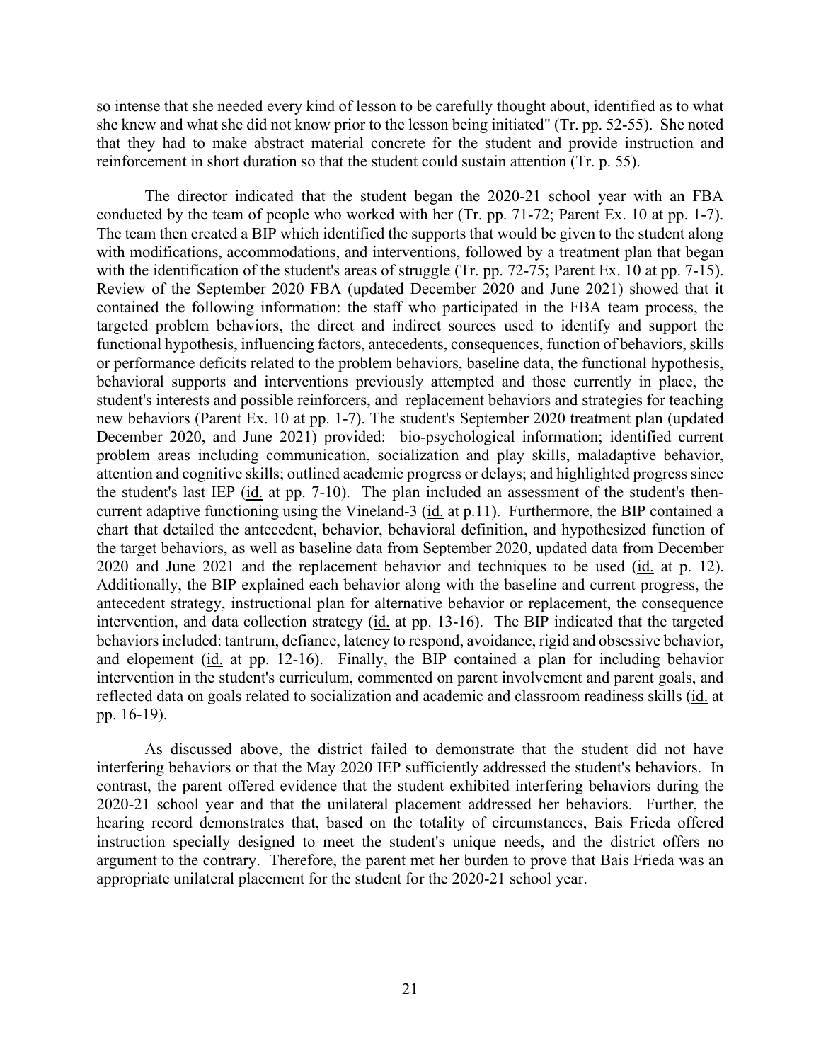so intense that she needed every kind of lesson to be carefully thought about, identified as to what she knew and what she did not know prior to the lesson being initiated" (Tr. pp. 52-55). She noted that they had to make abstract material concrete for the student and provide instruction and reinforcement in short duration so that the student could sustain attention (Tr. p. 55).

The director indicated that the student began the 2020-21 school year with an FBA conducted by the team of people who worked with her (Tr. pp. 71-72; Parent Ex. 10 at pp. 1-7). The team then created a BIP which identified the supports that would be given to the student along with modifications, accommodations, and interventions, followed by a treatment plan that began with the identification of the student's areas of struggle (Tr. pp. 72-75; Parent Ex. 10 at pp. 7-15). Review of the September 2020 FBA (updated December 2020 and June 2021) showed that it contained the following information: the staff who participated in the FBA team process, the targeted problem behaviors, the direct and indirect sources used to identify and support the functional hypothesis, influencing factors, antecedents, consequences, function of behaviors, skills or performance deficits related to the problem behaviors, baseline data, the functional hypothesis, behavioral supports and interventions previously attempted and those currently in place, the student's interests and possible reinforcers, and replacement behaviors and strategies for teaching new behaviors (Parent Ex. 10 at pp. 1-7). The student's September 2020 treatment plan (updated December 2020, and June 2021) provided: bio-psychological information; identified current problem areas including communication, socialization and play skills, maladaptive behavior, attention and cognitive skills; outlined academic progress or delays; and highlighted progress since the student's last IEP (id. at pp. 7-10). The plan included an assessment of the student's then-current adaptive functioning using the Vineland-3 (id. at p.11). Furthermore, the BIP contained a chart that detailed the antecedent, behavior, behavioral definition, and hypothesized function of the target behaviors, as well as baseline data from September 2020, updated data from December 2020 and June 2021 and the replacement behavior and techniques to be used (id. at p. 12). Additionally, the BIP explained each behavior along with the baseline and current progress, the antecedent strategy, instructional plan for alternative behavior or replacement, the consequence intervention, and data collection strategy (id. at pp. 13-16). The BIP indicated that the targeted behaviors included: tantrum, defiance, latency to respond, avoidance, rigid and obsessive behavior, and elopement (id. at pp. 12-16). Finally, the BIP contained a plan for including behavior intervention in the student's curriculum, commented on parent involvement and parent goals, and reflected data on goals related to socialization and academic and classroom readiness skills (id. at pp. 16-19).

As discussed above, the district failed to demonstrate that the student did not have interfering behaviors or that the May 2020 IEP sufficiently addressed the student's behaviors. In contrast, the parent offered evidence that the student exhibited interfering behaviors during the 2020-21 school year and that the unilateral placement addressed her behaviors. Further, the hearing record demonstrates that, based on the totality of circumstances, Bais Frieda offered instruction specially designed to meet the student's unique needs, and the district offers no argument to the contrary. Therefore, the parent met her burden to prove that Bais Frieda was an appropriate unilateral placement for the student for the 2020-21 school year.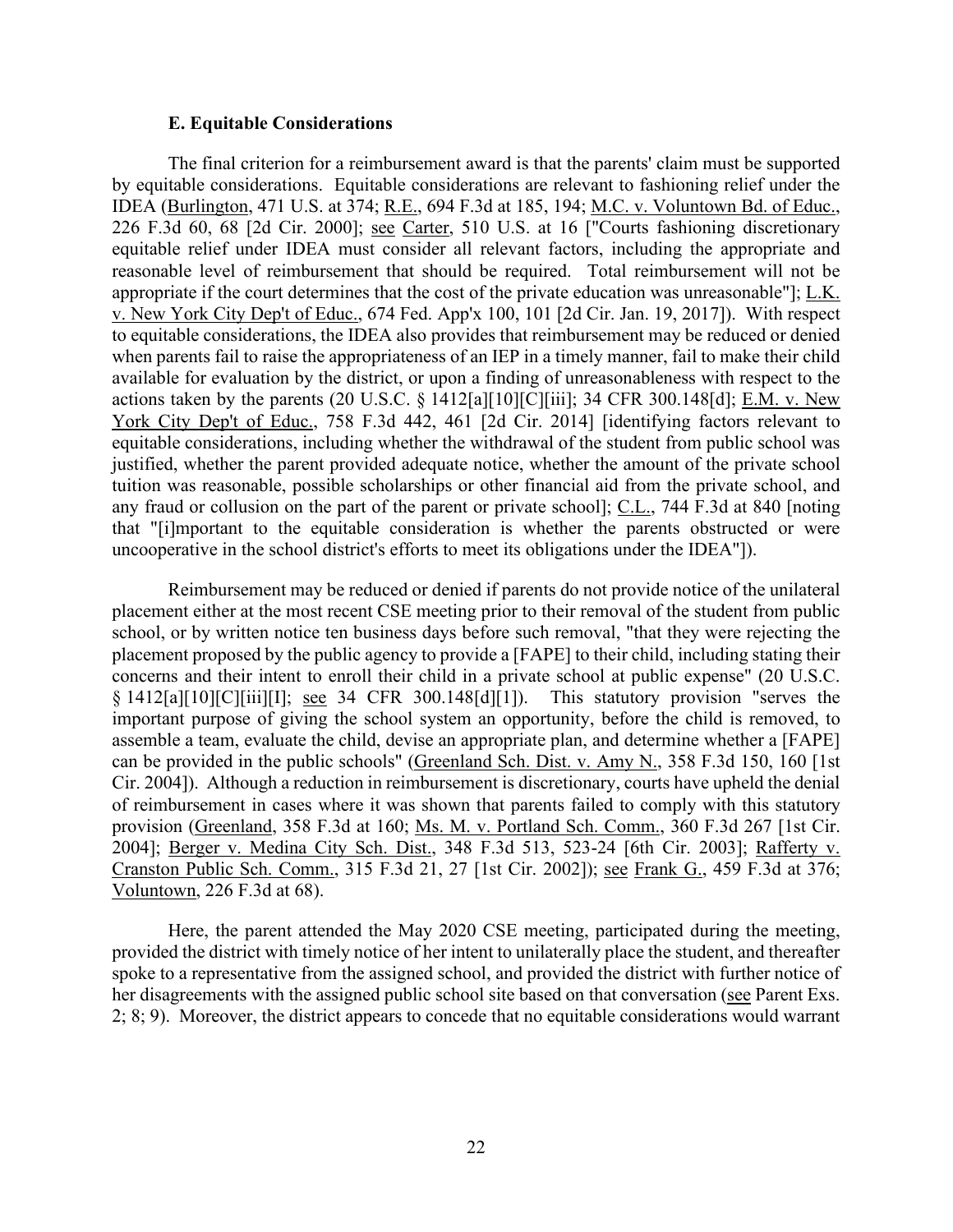### E. Equitable Considerations

The final criterion for a reimbursement award is that the parents' claim must be supported by equitable considerations. Equitable considerations are relevant to fashioning relief under the IDEA (Burlington, 471 U.S. at 374; R.E., 694 F.3d at 185, 194; M.C. v. Voluntown Bd. of Educ., 226 F.3d 60, 68 [2d Cir. 2000]; see Carter, 510 U.S. at 16 ["Courts fashioning discretionary equitable relief under IDEA must consider all relevant factors, including the appropriate and reasonable level of reimbursement that should be required. Total reimbursement will not be appropriate if the court determines that the cost of the private education was unreasonable"]; L.K. v. New York City Dep't of Educ., 674 Fed. App'x 100, 101 [2d Cir. Jan. 19, 2017]). With respect to equitable considerations, the IDEA also provides that reimbursement may be reduced or denied when parents fail to raise the appropriateness of an IEP in a timely manner, fail to make their child available for evaluation by the district, or upon a finding of unreasonableness with respect to the actions taken by the parents (20 U.S.C. § 1412[a][10][C][iii]; 34 CFR 300.148[d]; E.M. v. New York City Dep't of Educ., 758 F.3d 442, 461 [2d Cir. 2014] [identifying factors relevant to equitable considerations, including whether the withdrawal of the student from public school was justified, whether the parent provided adequate notice, whether the amount of the private school tuition was reasonable, possible scholarships or other financial aid from the private school, and any fraud or collusion on the part of the parent or private school]; C.L., 744 F.3d at 840 [noting that "[i]mportant to the equitable consideration is whether the parents obstructed or were uncooperative in the school district's efforts to meet its obligations under the IDEA"]).

Reimbursement may be reduced or denied if parents do not provide notice of the unilateral placement either at the most recent CSE meeting prior to their removal of the student from public school, or by written notice ten business days before such removal, "that they were rejecting the placement proposed by the public agency to provide a [FAPE] to their child, including stating their concerns and their intent to enroll their child in a private school at public expense" (20 U.S.C. § 1412[a][10][C][iii][I]; see 34 CFR 300.148[d][1]). This statutory provision "serves the important purpose of giving the school system an opportunity, before the child is removed, to assemble a team, evaluate the child, devise an appropriate plan, and determine whether a [FAPE] can be provided in the public schools" (Greenland Sch. Dist. v. Amy N., 358 F.3d 150, 160 [1st Cir. 2004]). Although a reduction in reimbursement is discretionary, courts have upheld the denial of reimbursement in cases where it was shown that parents failed to comply with this statutory provision (Greenland, 358 F.3d at 160; Ms. M. v. Portland Sch. Comm., 360 F.3d 267 [1st Cir. 2004]; Berger v. Medina City Sch. Dist., 348 F.3d 513, 523-24 [6th Cir. 2003]; Rafferty v. Cranston Public Sch. Comm., 315 F.3d 21, 27 [1st Cir. 2002]); see Frank G., 459 F.3d at 376; Voluntown, 226 F.3d at 68).

Here, the parent attended the May 2020 CSE meeting, participated during the meeting, provided the district with timely notice of her intent to unilaterally place the student, and thereafter spoke to a representative from the assigned school, and provided the district with further notice of her disagreements with the assigned public school site based on that conversation (see Parent Exs. 2; 8; 9). Moreover, the district appears to concede that no equitable considerations would warrant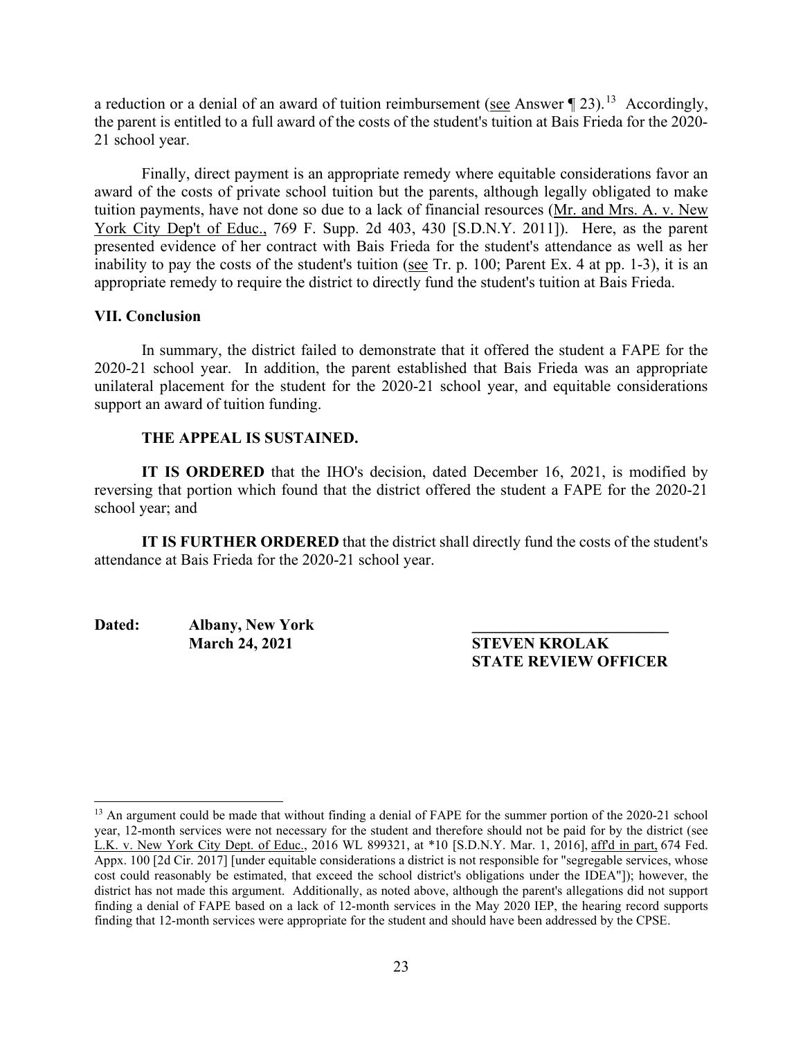a reduction or a denial of an award of tuition reimbursement (see Answer ¶ 23).[13] Accordingly, the parent is entitled to a full award of the costs of the student's tuition at Bais Frieda for the 2020-21 school year.

Finally, direct payment is an appropriate remedy where equitable considerations favor an award of the costs of private school tuition but the parents, although legally obligated to make tuition payments, have not done so due to a lack of financial resources (Mr. and Mrs. A. v. New York City Dep't of Educ., 769 F. Supp. 2d 403, 430 [S.D.N.Y. 2011]). Here, as the parent presented evidence of her contract with Bais Frieda for the student's attendance as well as her inability to pay the costs of the student's tuition (see Tr. p. 100; Parent Ex. 4 at pp. 1-3), it is an appropriate remedy to require the district to directly fund the student's tuition at Bais Frieda.

## VII. Conclusion

In summary, the district failed to demonstrate that it offered the student a FAPE for the 2020-21 school year. In addition, the parent established that Bais Frieda was an appropriate unilateral placement for the student for the 2020-21 school year, and equitable considerations support an award of tuition funding.

**THE APPEAL IS SUSTAINED.**

**IT IS ORDERED** that the IHO's decision, dated December 16, 2021, is modified by reversing that portion which found that the district offered the student a FAPE for the 2020-21 school year; and

**IT IS FURTHER ORDERED** that the district shall directly fund the costs of the student's attendance at Bais Frieda for the 2020-21 school year.

**Dated: Albany, New York**
**March 24, 2021**

**STEVEN KROLAK**
**STATE REVIEW OFFICER**

---

[13] An argument could be made that without finding a denial of FAPE for the summer portion of the 2020-21 school year, 12-month services were not necessary for the student and therefore should not be paid for by the district (see L.K. v. New York City Dept. of Educ., 2016 WL 899321, at *10 [S.D.N.Y. Mar. 1, 2016], aff'd in part, 674 Fed. Appx. 100 [2d Cir. 2017] [under equitable considerations a district is not responsible for "segregable services, whose cost could reasonably be estimated, that exceed the school district's obligations under the IDEA"]); however, the district has not made this argument. Additionally, as noted above, although the parent's allegations did not support finding a denial of FAPE based on a lack of 12-month services in the May 2020 IEP, the hearing record supports finding that 12-month services were appropriate for the student and should have been addressed by the CPSE.